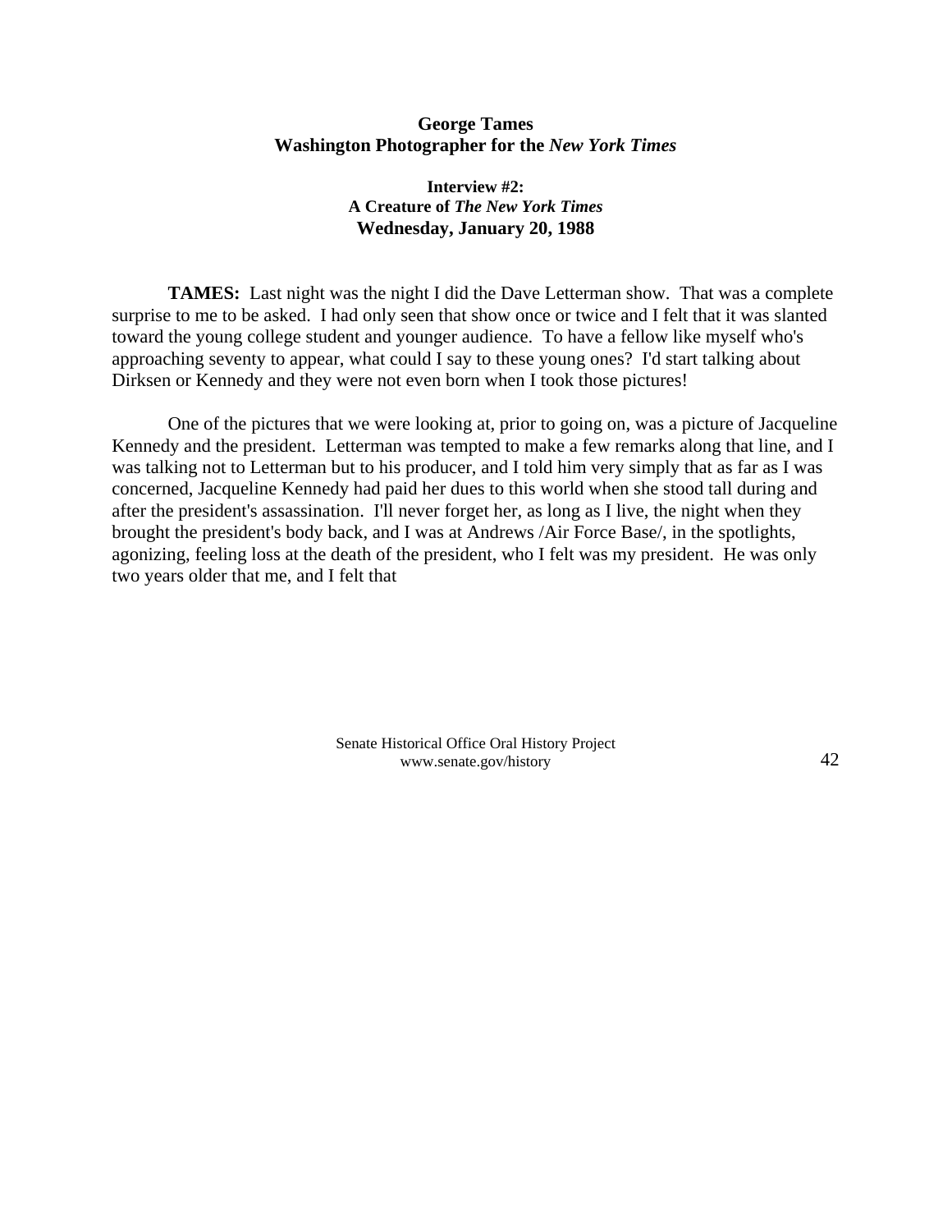**George Tames**
**Washington Photographer for the *New York Times***

**Interview #2:**
**A Creature of *The New York Times***
**Wednesday, January 20, 1988**

**TAMES:** Last night was the night I did the Dave Letterman show. That was a complete surprise to me to be asked. I had only seen that show once or twice and I felt that it was slanted toward the young college student and younger audience. To have a fellow like myself who's approaching seventy to appear, what could I say to these young ones? I'd start talking about Dirksen or Kennedy and they were not even born when I took those pictures!

One of the pictures that we were looking at, prior to going on, was a picture of Jacqueline Kennedy and the president. Letterman was tempted to make a few remarks along that line, and I was talking not to Letterman but to his producer, and I told him very simply that as far as I was concerned, Jacqueline Kennedy had paid her dues to this world when she stood tall during and after the president's assassination. I'll never forget her, as long as I live, the night when they brought the president's body back, and I was at Andrews /Air Force Base/, in the spotlights, agonizing, feeling loss at the death of the president, who I felt was my president. He was only two years older that me, and I felt that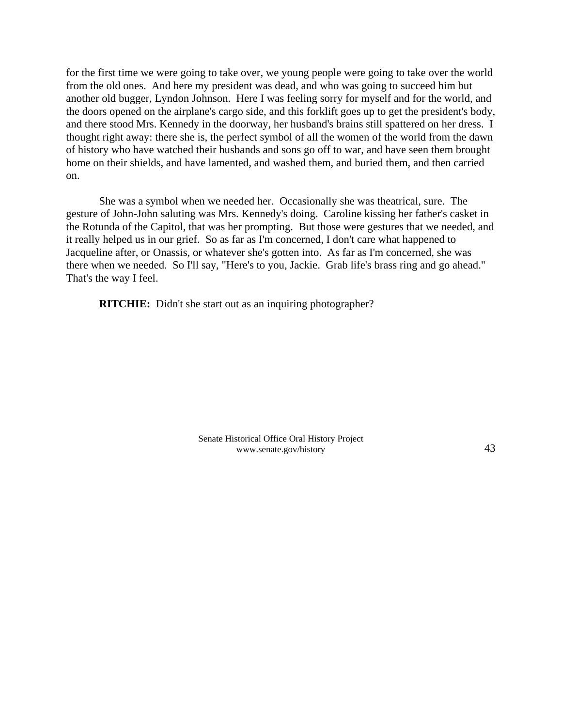for the first time we were going to take over, we young people were going to take over the world from the old ones. And here my president was dead, and who was going to succeed him but another old bugger, Lyndon Johnson. Here I was feeling sorry for myself and for the world, and the doors opened on the airplane's cargo side, and this forklift goes up to get the president's body, and there stood Mrs. Kennedy in the doorway, her husband's brains still spattered on her dress. I thought right away: there she is, the perfect symbol of all the women of the world from the dawn of history who have watched their husbands and sons go off to war, and have seen them brought home on their shields, and have lamented, and washed them, and buried them, and then carried on.

She was a symbol when we needed her. Occasionally she was theatrical, sure. The gesture of John-John saluting was Mrs. Kennedy's doing. Caroline kissing her father's casket in the Rotunda of the Capitol, that was her prompting. But those were gestures that we needed, and it really helped us in our grief. So as far as I'm concerned, I don't care what happened to Jacqueline after, or Onassis, or whatever she's gotten into. As far as I'm concerned, she was there when we needed. So I'll say, "Here's to you, Jackie. Grab life's brass ring and go ahead." That's the way I feel.

**RITCHIE:** Didn't she start out as an inquiring photographer?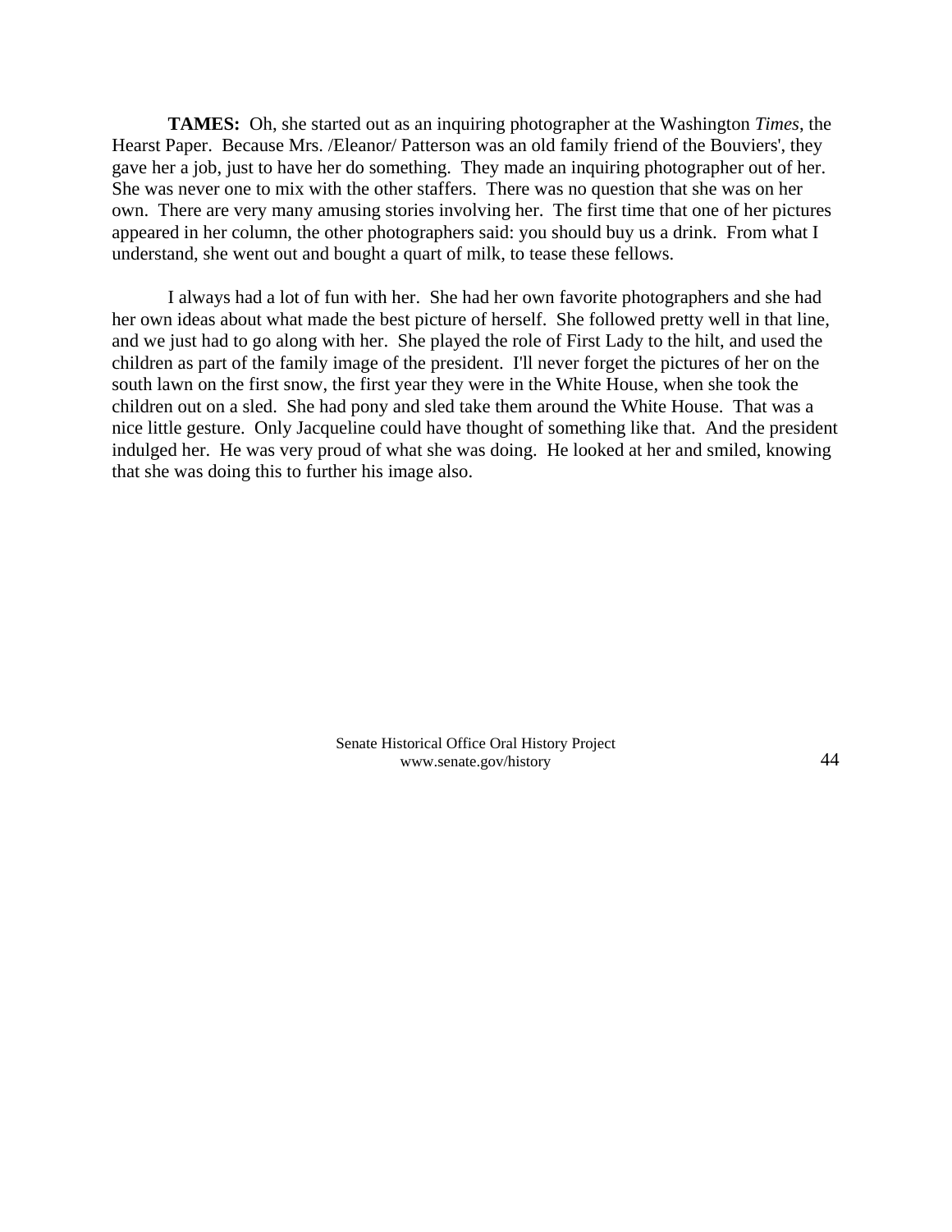**TAMES:** Oh, she started out as an inquiring photographer at the Washington *Times*, the Hearst Paper. Because Mrs. /Eleanor/ Patterson was an old family friend of the Bouviers', they gave her a job, just to have her do something. They made an inquiring photographer out of her. She was never one to mix with the other staffers. There was no question that she was on her own. There are very many amusing stories involving her. The first time that one of her pictures appeared in her column, the other photographers said: you should buy us a drink. From what I understand, she went out and bought a quart of milk, to tease these fellows.

I always had a lot of fun with her. She had her own favorite photographers and she had her own ideas about what made the best picture of herself. She followed pretty well in that line, and we just had to go along with her. She played the role of First Lady to the hilt, and used the children as part of the family image of the president. I'll never forget the pictures of her on the south lawn on the first snow, the first year they were in the White House, when she took the children out on a sled. She had pony and sled take them around the White House. That was a nice little gesture. Only Jacqueline could have thought of something like that. And the president indulged her. He was very proud of what she was doing. He looked at her and smiled, knowing that she was doing this to further his image also.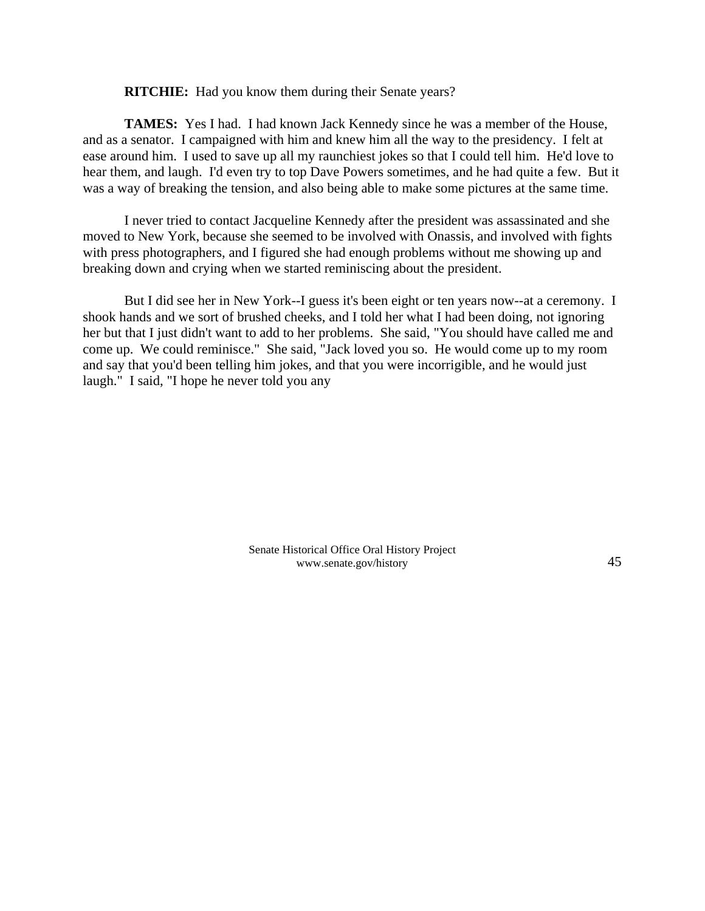**RITCHIE:** Had you know them during their Senate years?

**TAMES:** Yes I had. I had known Jack Kennedy since he was a member of the House, and as a senator. I campaigned with him and knew him all the way to the presidency. I felt at ease around him. I used to save up all my raunchiest jokes so that I could tell him. He'd love to hear them, and laugh. I'd even try to top Dave Powers sometimes, and he had quite a few. But it was a way of breaking the tension, and also being able to make some pictures at the same time.

I never tried to contact Jacqueline Kennedy after the president was assassinated and she moved to New York, because she seemed to be involved with Onassis, and involved with fights with press photographers, and I figured she had enough problems without me showing up and breaking down and crying when we started reminiscing about the president.

But I did see her in New York--I guess it's been eight or ten years now--at a ceremony. I shook hands and we sort of brushed cheeks, and I told her what I had been doing, not ignoring her but that I just didn't want to add to her problems. She said, "You should have called me and come up. We could reminisce." She said, "Jack loved you so. He would come up to my room and say that you'd been telling him jokes, and that you were incorrigible, and he would just laugh." I said, "I hope he never told you any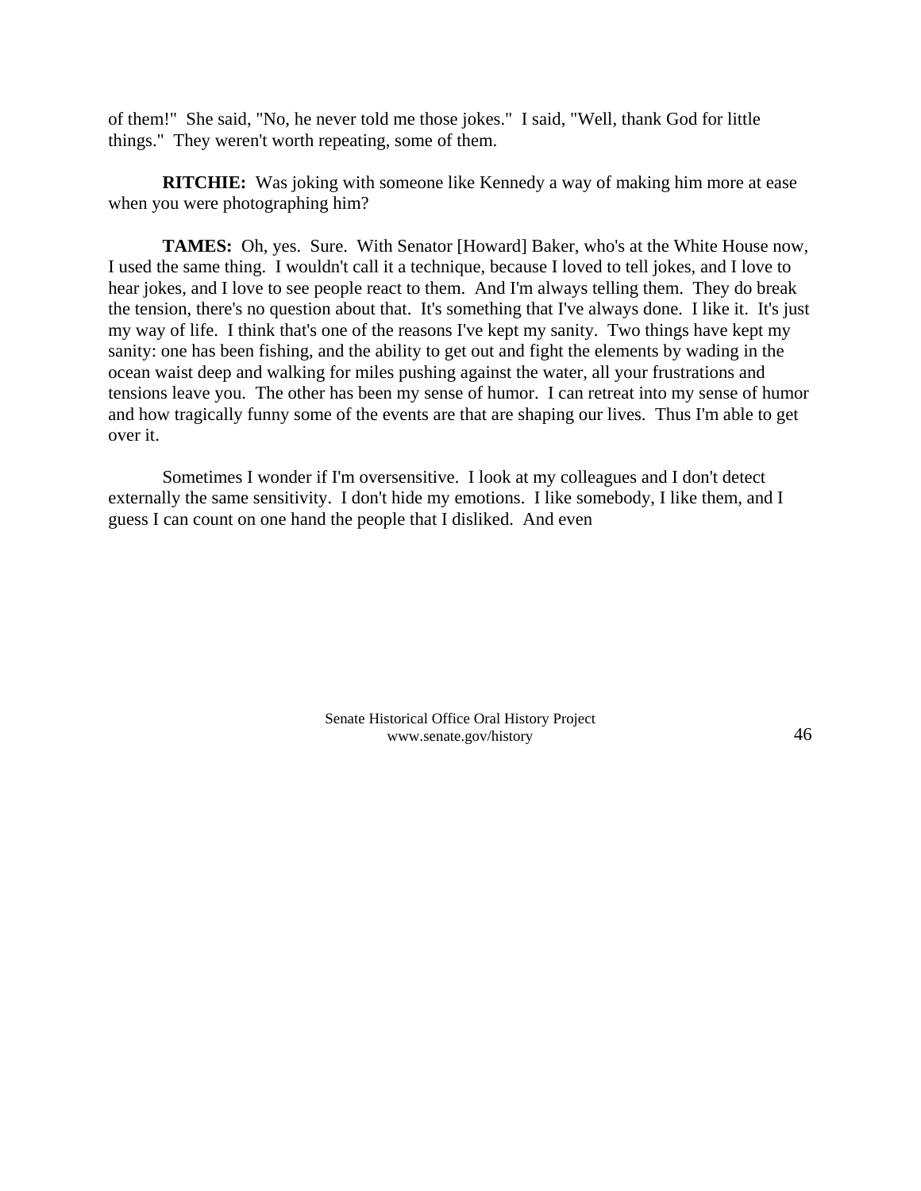of them!" She said, "No, he never told me those jokes." I said, "Well, thank God for little things." They weren't worth repeating, some of them.

**RITCHIE:** Was joking with someone like Kennedy a way of making him more at ease when you were photographing him?

**TAMES:** Oh, yes. Sure. With Senator [Howard] Baker, who's at the White House now, I used the same thing. I wouldn't call it a technique, because I loved to tell jokes, and I love to hear jokes, and I love to see people react to them. And I'm always telling them. They do break the tension, there's no question about that. It's something that I've always done. I like it. It's just my way of life. I think that's one of the reasons I've kept my sanity. Two things have kept my sanity: one has been fishing, and the ability to get out and fight the elements by wading in the ocean waist deep and walking for miles pushing against the water, all your frustrations and tensions leave you. The other has been my sense of humor. I can retreat into my sense of humor and how tragically funny some of the events are that are shaping our lives. Thus I'm able to get over it.

Sometimes I wonder if I'm oversensitive. I look at my colleagues and I don't detect externally the same sensitivity. I don't hide my emotions. I like somebody, I like them, and I guess I can count on one hand the people that I disliked. And even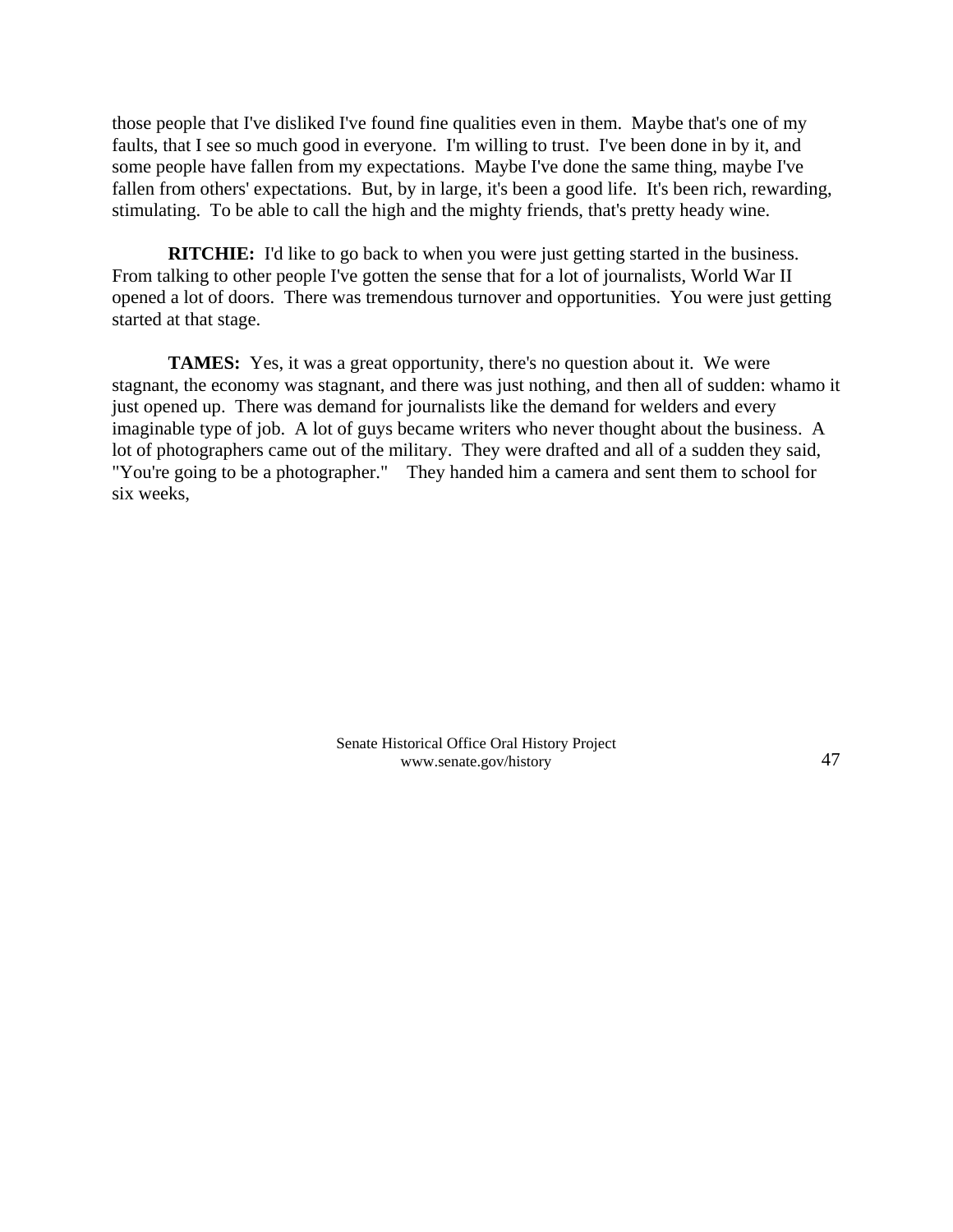those people that I've disliked I've found fine qualities even in them. Maybe that's one of my faults, that I see so much good in everyone. I'm willing to trust. I've been done in by it, and some people have fallen from my expectations. Maybe I've done the same thing, maybe I've fallen from others' expectations. But, by in large, it's been a good life. It's been rich, rewarding, stimulating. To be able to call the high and the mighty friends, that's pretty heady wine.

**RITCHIE:** I'd like to go back to when you were just getting started in the business. From talking to other people I've gotten the sense that for a lot of journalists, World War II opened a lot of doors. There was tremendous turnover and opportunities. You were just getting started at that stage.

**TAMES:** Yes, it was a great opportunity, there's no question about it. We were stagnant, the economy was stagnant, and there was just nothing, and then all of sudden: whamo it just opened up. There was demand for journalists like the demand for welders and every imaginable type of job. A lot of guys became writers who never thought about the business. A lot of photographers came out of the military. They were drafted and all of a sudden they said, "You're going to be a photographer." They handed him a camera and sent them to school for six weeks,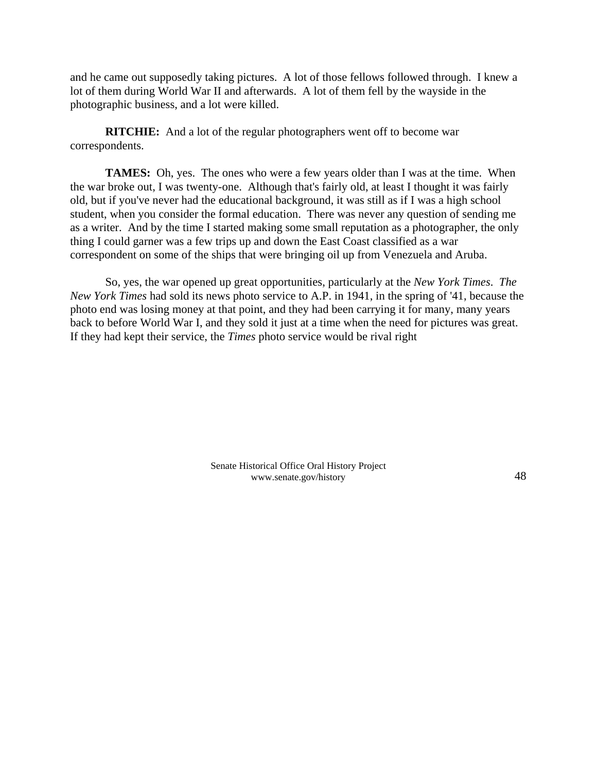and he came out supposedly taking pictures. A lot of those fellows followed through. I knew a lot of them during World War II and afterwards. A lot of them fell by the wayside in the photographic business, and a lot were killed.

**RITCHIE:** And a lot of the regular photographers went off to become war correspondents.

**TAMES:** Oh, yes. The ones who were a few years older than I was at the time. When the war broke out, I was twenty-one. Although that's fairly old, at least I thought it was fairly old, but if you've never had the educational background, it was still as if I was a high school student, when you consider the formal education. There was never any question of sending me as a writer. And by the time I started making some small reputation as a photographer, the only thing I could garner was a few trips up and down the East Coast classified as a war correspondent on some of the ships that were bringing oil up from Venezuela and Aruba.

So, yes, the war opened up great opportunities, particularly at the *New York Times*. *The New York Times* had sold its news photo service to A.P. in 1941, in the spring of '41, because the photo end was losing money at that point, and they had been carrying it for many, many years back to before World War I, and they sold it just at a time when the need for pictures was great. If they had kept their service, the *Times* photo service would be rival right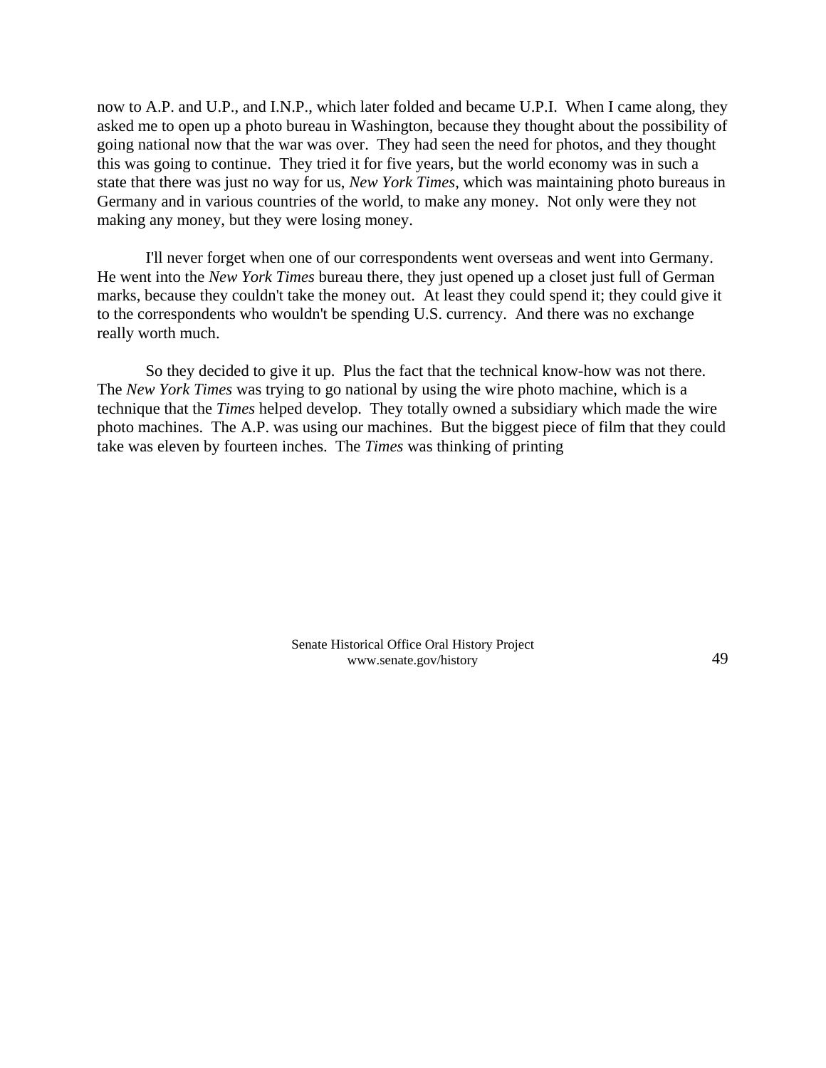now to A.P. and U.P., and I.N.P., which later folded and became U.P.I. When I came along, they asked me to open up a photo bureau in Washington, because they thought about the possibility of going national now that the war was over. They had seen the need for photos, and they thought this was going to continue. They tried it for five years, but the world economy was in such a state that there was just no way for us, *New York Times*, which was maintaining photo bureaus in Germany and in various countries of the world, to make any money. Not only were they not making any money, but they were losing money.

I'll never forget when one of our correspondents went overseas and went into Germany. He went into the *New York Times* bureau there, they just opened up a closet just full of German marks, because they couldn't take the money out. At least they could spend it; they could give it to the correspondents who wouldn't be spending U.S. currency. And there was no exchange really worth much.

So they decided to give it up. Plus the fact that the technical know-how was not there. The *New York Times* was trying to go national by using the wire photo machine, which is a technique that the *Times* helped develop. They totally owned a subsidiary which made the wire photo machines. The A.P. was using our machines. But the biggest piece of film that they could take was eleven by fourteen inches. The *Times* was thinking of printing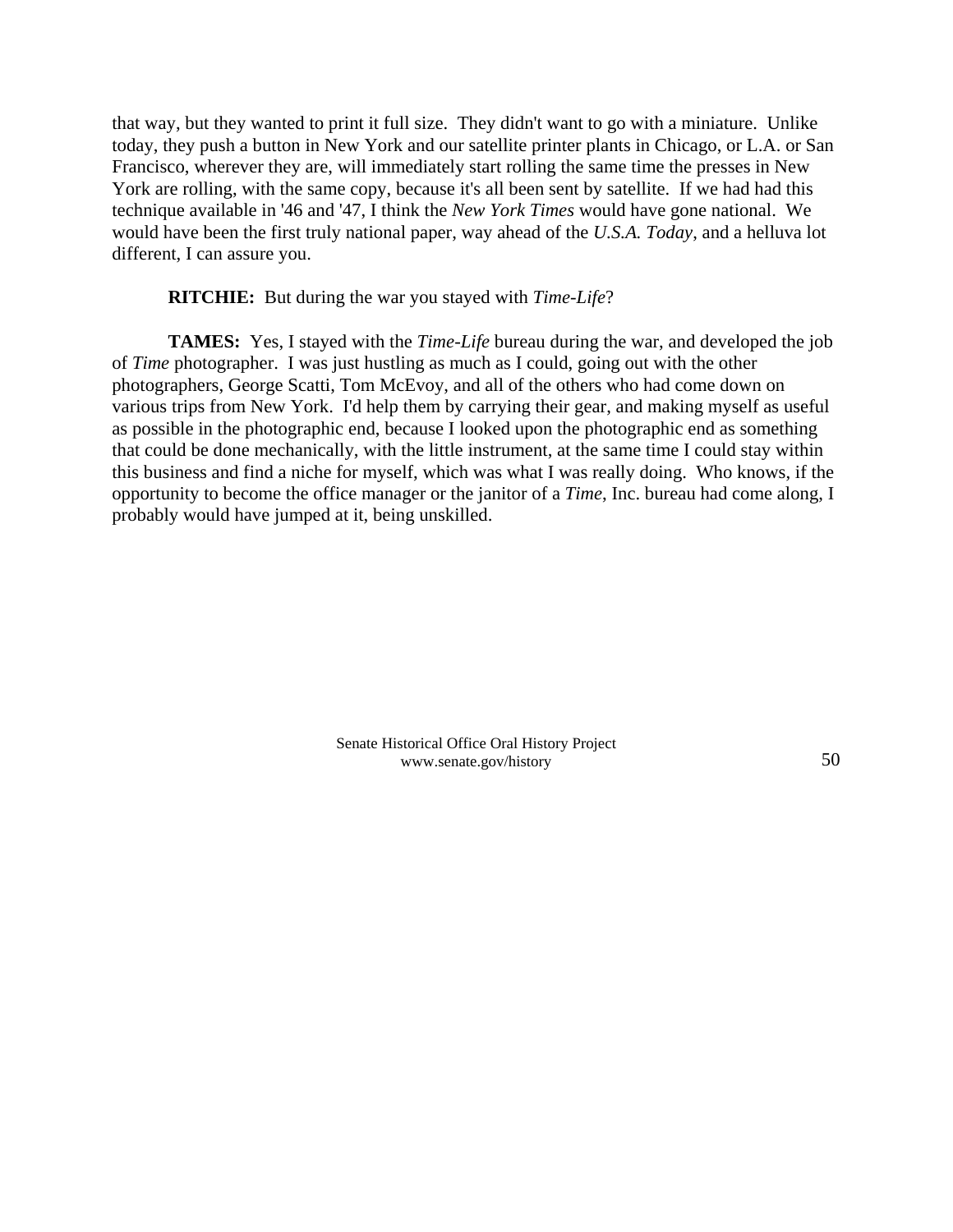that way, but they wanted to print it full size. They didn't want to go with a miniature. Unlike today, they push a button in New York and our satellite printer plants in Chicago, or L.A. or San Francisco, wherever they are, will immediately start rolling the same time the presses in New York are rolling, with the same copy, because it's all been sent by satellite. If we had had this technique available in '46 and '47, I think the *New York Times* would have gone national. We would have been the first truly national paper, way ahead of the *U.S.A. Today*, and a helluva lot different, I can assure you.

**RITCHIE:** But during the war you stayed with *Time-Life*?

**TAMES:** Yes, I stayed with the *Time-Life* bureau during the war, and developed the job of *Time* photographer. I was just hustling as much as I could, going out with the other photographers, George Scatti, Tom McEvoy, and all of the others who had come down on various trips from New York. I'd help them by carrying their gear, and making myself as useful as possible in the photographic end, because I looked upon the photographic end as something that could be done mechanically, with the little instrument, at the same time I could stay within this business and find a niche for myself, which was what I was really doing. Who knows, if the opportunity to become the office manager or the janitor of a *Time*, Inc. bureau had come along, I probably would have jumped at it, being unskilled.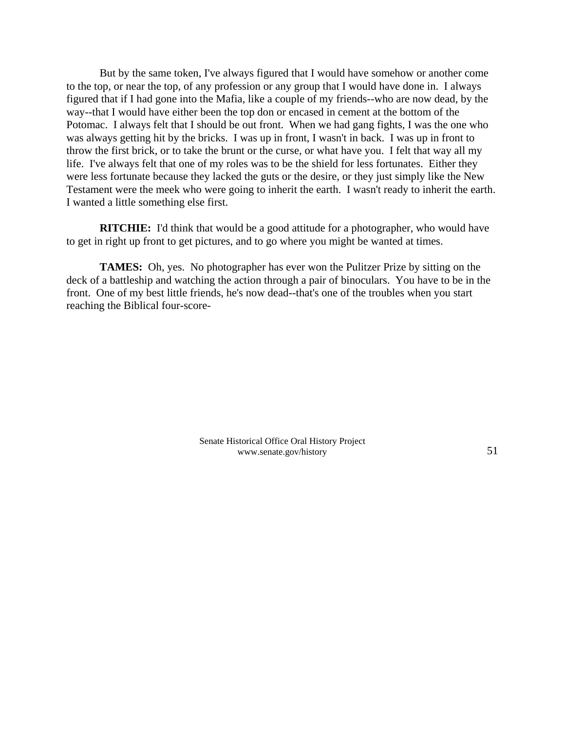But by the same token, I've always figured that I would have somehow or another come to the top, or near the top, of any profession or any group that I would have done in. I always figured that if I had gone into the Mafia, like a couple of my friends--who are now dead, by the way--that I would have either been the top don or encased in cement at the bottom of the Potomac. I always felt that I should be out front. When we had gang fights, I was the one who was always getting hit by the bricks. I was up in front, I wasn't in back. I was up in front to throw the first brick, or to take the brunt or the curse, or what have you. I felt that way all my life. I've always felt that one of my roles was to be the shield for less fortunates. Either they were less fortunate because they lacked the guts or the desire, or they just simply like the New Testament were the meek who were going to inherit the earth. I wasn't ready to inherit the earth. I wanted a little something else first.

**RITCHIE:** I'd think that would be a good attitude for a photographer, who would have to get in right up front to get pictures, and to go where you might be wanted at times.

**TAMES:** Oh, yes. No photographer has ever won the Pulitzer Prize by sitting on the deck of a battleship and watching the action through a pair of binoculars. You have to be in the front. One of my best little friends, he's now dead--that's one of the troubles when you start reaching the Biblical four-score-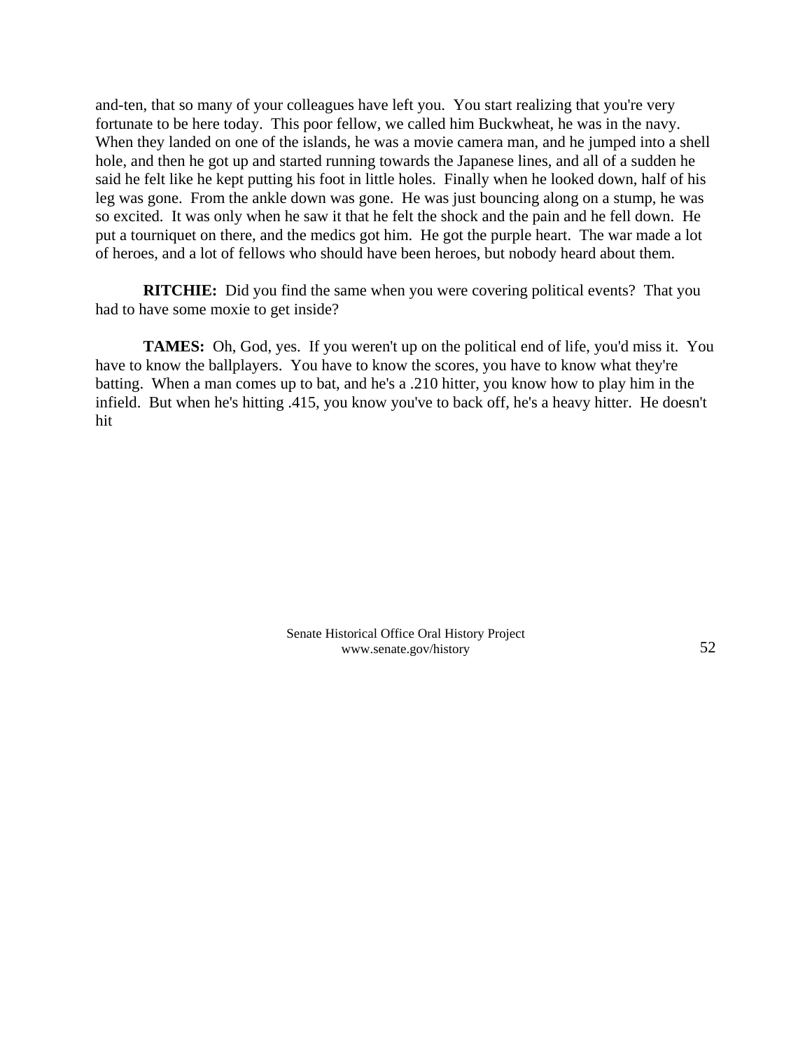and-ten, that so many of your colleagues have left you. You start realizing that you're very fortunate to be here today. This poor fellow, we called him Buckwheat, he was in the navy. When they landed on one of the islands, he was a movie camera man, and he jumped into a shell hole, and then he got up and started running towards the Japanese lines, and all of a sudden he said he felt like he kept putting his foot in little holes. Finally when he looked down, half of his leg was gone. From the ankle down was gone. He was just bouncing along on a stump, he was so excited. It was only when he saw it that he felt the shock and the pain and he fell down. He put a tourniquet on there, and the medics got him. He got the purple heart. The war made a lot of heroes, and a lot of fellows who should have been heroes, but nobody heard about them.

**RITCHIE:** Did you find the same when you were covering political events? That you had to have some moxie to get inside?

**TAMES:** Oh, God, yes. If you weren't up on the political end of life, you'd miss it. You have to know the ballplayers. You have to know the scores, you have to know what they're batting. When a man comes up to bat, and he's a .210 hitter, you know how to play him in the infield. But when he's hitting .415, you know you've to back off, he's a heavy hitter. He doesn't hit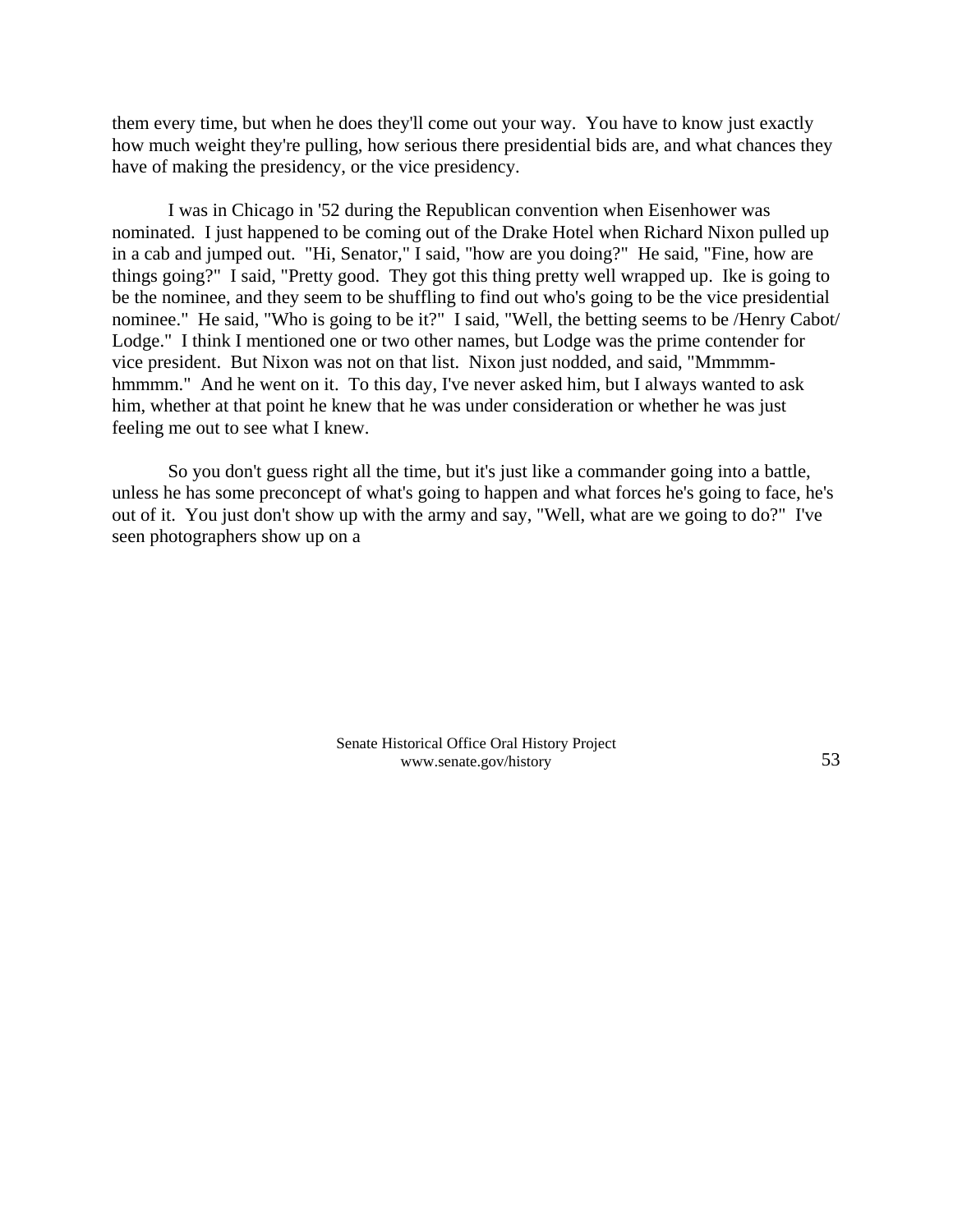them every time, but when he does they'll come out your way. You have to know just exactly how much weight they're pulling, how serious there presidential bids are, and what chances they have of making the presidency, or the vice presidency.

I was in Chicago in '52 during the Republican convention when Eisenhower was nominated. I just happened to be coming out of the Drake Hotel when Richard Nixon pulled up in a cab and jumped out. "Hi, Senator," I said, "how are you doing?" He said, "Fine, how are things going?" I said, "Pretty good. They got this thing pretty well wrapped up. Ike is going to be the nominee, and they seem to be shuffling to find out who's going to be the vice presidential nominee." He said, "Who is going to be it?" I said, "Well, the betting seems to be /Henry Cabot/ Lodge." I think I mentioned one or two other names, but Lodge was the prime contender for vice president. But Nixon was not on that list. Nixon just nodded, and said, "Mmmmm-hmmmm." And he went on it. To this day, I've never asked him, but I always wanted to ask him, whether at that point he knew that he was under consideration or whether he was just feeling me out to see what I knew.

So you don't guess right all the time, but it's just like a commander going into a battle, unless he has some preconcept of what's going to happen and what forces he's going to face, he's out of it. You just don't show up with the army and say, "Well, what are we going to do?" I've seen photographers show up on a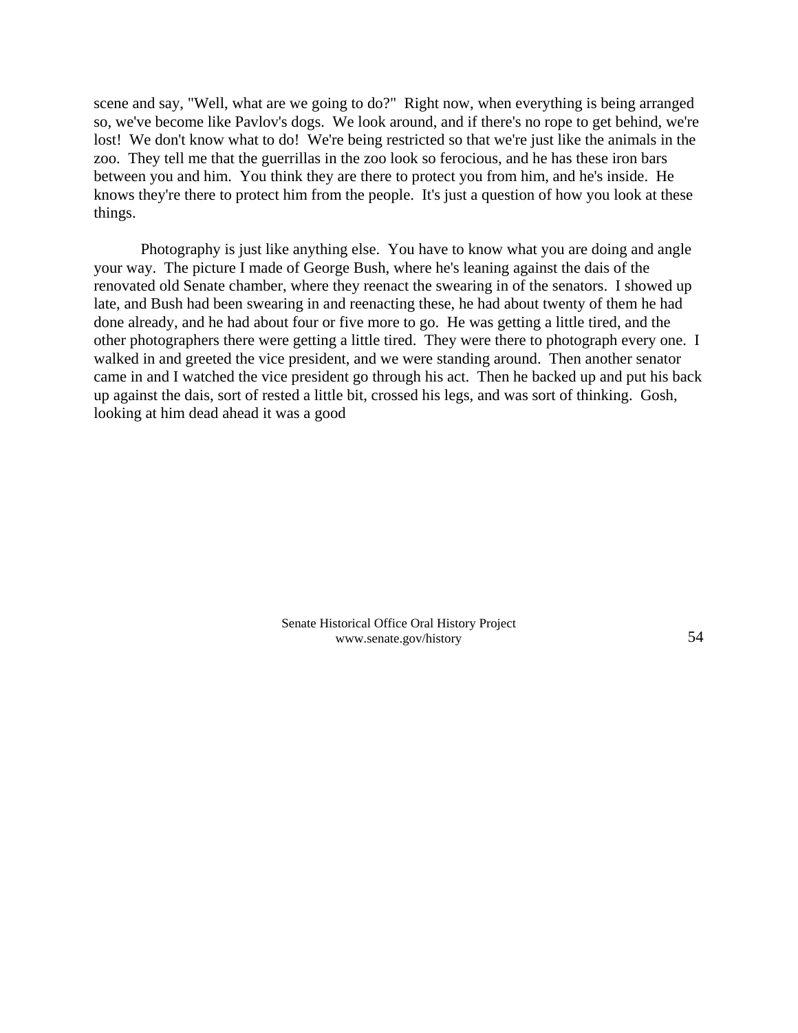scene and say, "Well, what are we going to do?" Right now, when everything is being arranged so, we've become like Pavlov's dogs. We look around, and if there's no rope to get behind, we're lost! We don't know what to do! We're being restricted so that we're just like the animals in the zoo. They tell me that the guerrillas in the zoo look so ferocious, and he has these iron bars between you and him. You think they are there to protect you from him, and he's inside. He knows they're there to protect him from the people. It's just a question of how you look at these things.

Photography is just like anything else. You have to know what you are doing and angle your way. The picture I made of George Bush, where he's leaning against the dais of the renovated old Senate chamber, where they reenact the swearing in of the senators. I showed up late, and Bush had been swearing in and reenacting these, he had about twenty of them he had done already, and he had about four or five more to go. He was getting a little tired, and the other photographers there were getting a little tired. They were there to photograph every one. I walked in and greeted the vice president, and we were standing around. Then another senator came in and I watched the vice president go through his act. Then he backed up and put his back up against the dais, sort of rested a little bit, crossed his legs, and was sort of thinking. Gosh, looking at him dead ahead it was a good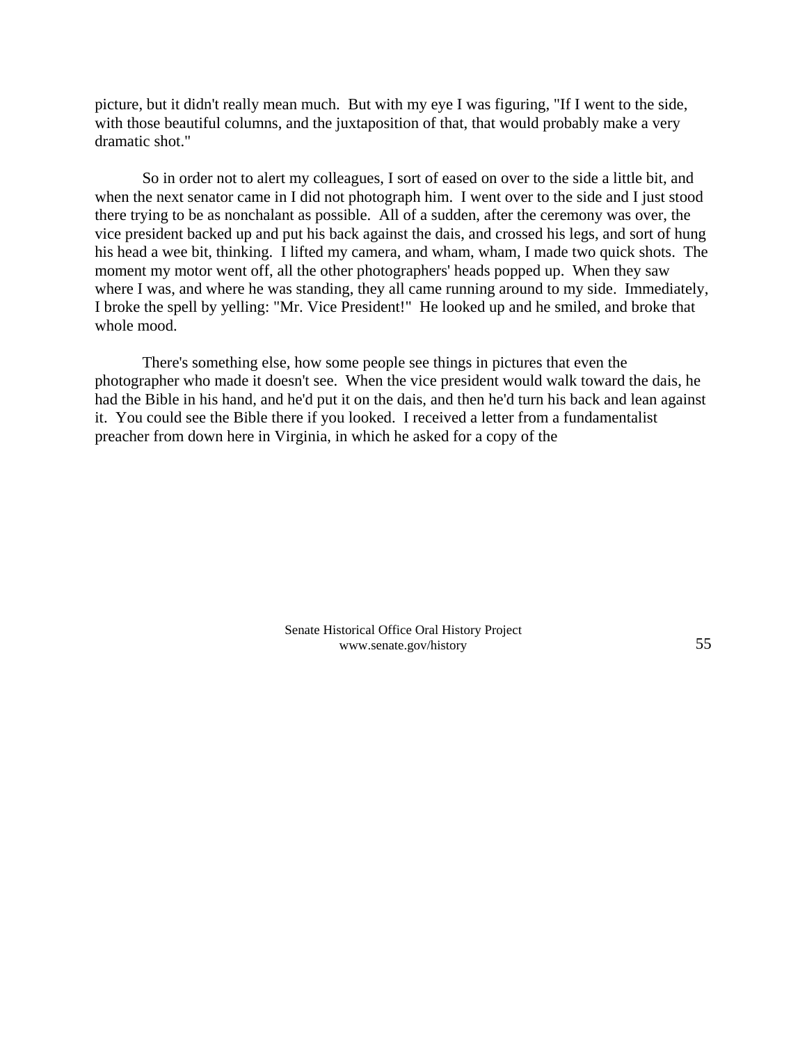picture, but it didn't really mean much. But with my eye I was figuring, "If I went to the side, with those beautiful columns, and the juxtaposition of that, that would probably make a very dramatic shot."

So in order not to alert my colleagues, I sort of eased on over to the side a little bit, and when the next senator came in I did not photograph him. I went over to the side and I just stood there trying to be as nonchalant as possible. All of a sudden, after the ceremony was over, the vice president backed up and put his back against the dais, and crossed his legs, and sort of hung his head a wee bit, thinking. I lifted my camera, and wham, wham, I made two quick shots. The moment my motor went off, all the other photographers' heads popped up. When they saw where I was, and where he was standing, they all came running around to my side. Immediately, I broke the spell by yelling: "Mr. Vice President!" He looked up and he smiled, and broke that whole mood.

There's something else, how some people see things in pictures that even the photographer who made it doesn't see. When the vice president would walk toward the dais, he had the Bible in his hand, and he'd put it on the dais, and then he'd turn his back and lean against it. You could see the Bible there if you looked. I received a letter from a fundamentalist preacher from down here in Virginia, in which he asked for a copy of the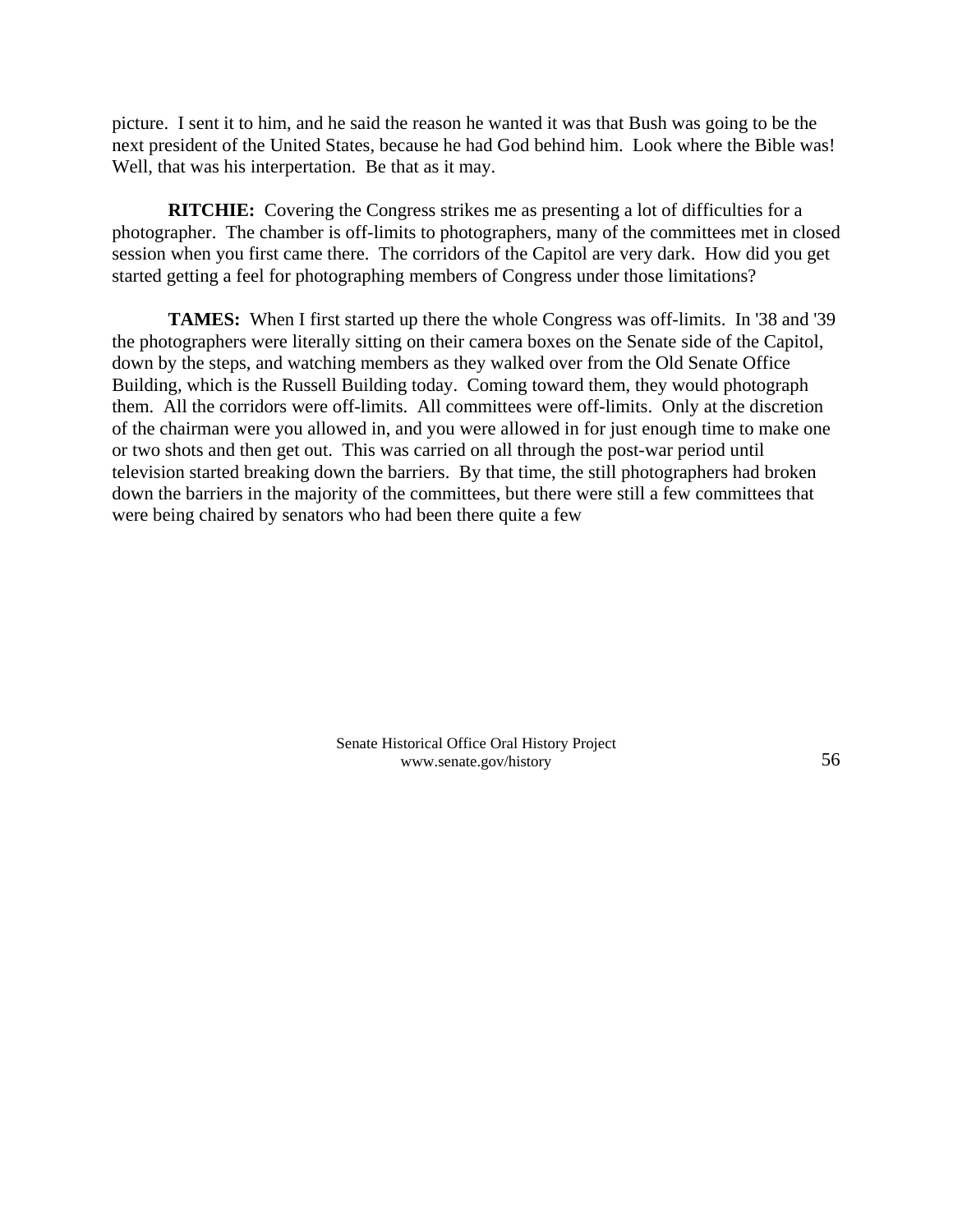picture. I sent it to him, and he said the reason he wanted it was that Bush was going to be the next president of the United States, because he had God behind him. Look where the Bible was! Well, that was his interpertation. Be that as it may.

**RITCHIE:** Covering the Congress strikes me as presenting a lot of difficulties for a photographer. The chamber is off-limits to photographers, many of the committees met in closed session when you first came there. The corridors of the Capitol are very dark. How did you get started getting a feel for photographing members of Congress under those limitations?

**TAMES:** When I first started up there the whole Congress was off-limits. In '38 and '39 the photographers were literally sitting on their camera boxes on the Senate side of the Capitol, down by the steps, and watching members as they walked over from the Old Senate Office Building, which is the Russell Building today. Coming toward them, they would photograph them. All the corridors were off-limits. All committees were off-limits. Only at the discretion of the chairman were you allowed in, and you were allowed in for just enough time to make one or two shots and then get out. This was carried on all through the post-war period until television started breaking down the barriers. By that time, the still photographers had broken down the barriers in the majority of the committees, but there were still a few committees that were being chaired by senators who had been there quite a few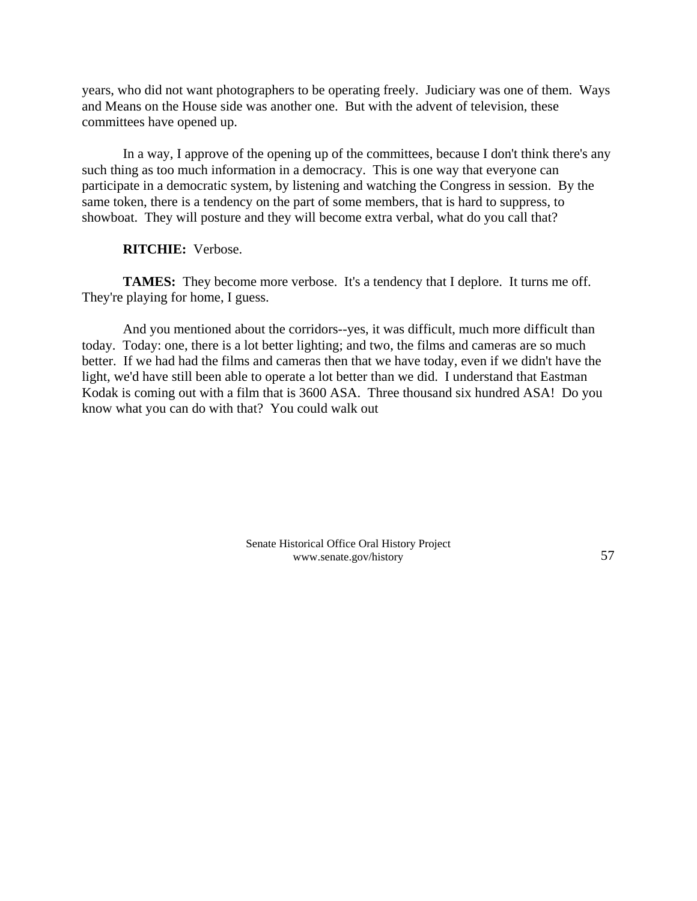years, who did not want photographers to be operating freely. Judiciary was one of them. Ways and Means on the House side was another one. But with the advent of television, these committees have opened up.

In a way, I approve of the opening up of the committees, because I don't think there's any such thing as too much information in a democracy. This is one way that everyone can participate in a democratic system, by listening and watching the Congress in session. By the same token, there is a tendency on the part of some members, that is hard to suppress, to showboat. They will posture and they will become extra verbal, what do you call that?

**RITCHIE:** Verbose.

**TAMES:** They become more verbose. It's a tendency that I deplore. It turns me off. They're playing for home, I guess.

And you mentioned about the corridors--yes, it was difficult, much more difficult than today. Today: one, there is a lot better lighting; and two, the films and cameras are so much better. If we had had the films and cameras then that we have today, even if we didn't have the light, we'd have still been able to operate a lot better than we did. I understand that Eastman Kodak is coming out with a film that is 3600 ASA. Three thousand six hundred ASA! Do you know what you can do with that? You could walk out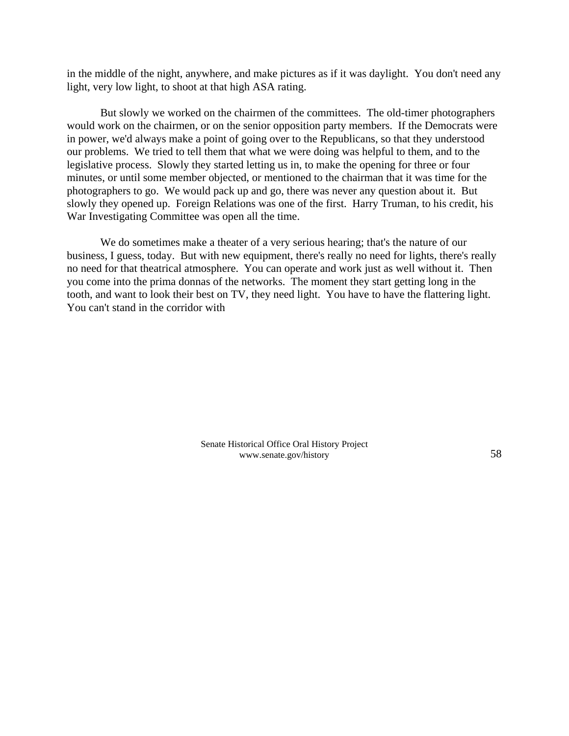in the middle of the night, anywhere, and make pictures as if it was daylight. You don't need any light, very low light, to shoot at that high ASA rating.

But slowly we worked on the chairmen of the committees. The old-timer photographers would work on the chairmen, or on the senior opposition party members. If the Democrats were in power, we'd always make a point of going over to the Republicans, so that they understood our problems. We tried to tell them that what we were doing was helpful to them, and to the legislative process. Slowly they started letting us in, to make the opening for three or four minutes, or until some member objected, or mentioned to the chairman that it was time for the photographers to go. We would pack up and go, there was never any question about it. But slowly they opened up. Foreign Relations was one of the first. Harry Truman, to his credit, his War Investigating Committee was open all the time.

We do sometimes make a theater of a very serious hearing; that's the nature of our business, I guess, today. But with new equipment, there's really no need for lights, there's really no need for that theatrical atmosphere. You can operate and work just as well without it. Then you come into the prima donnas of the networks. The moment they start getting long in the tooth, and want to look their best on TV, they need light. You have to have the flattering light. You can't stand in the corridor with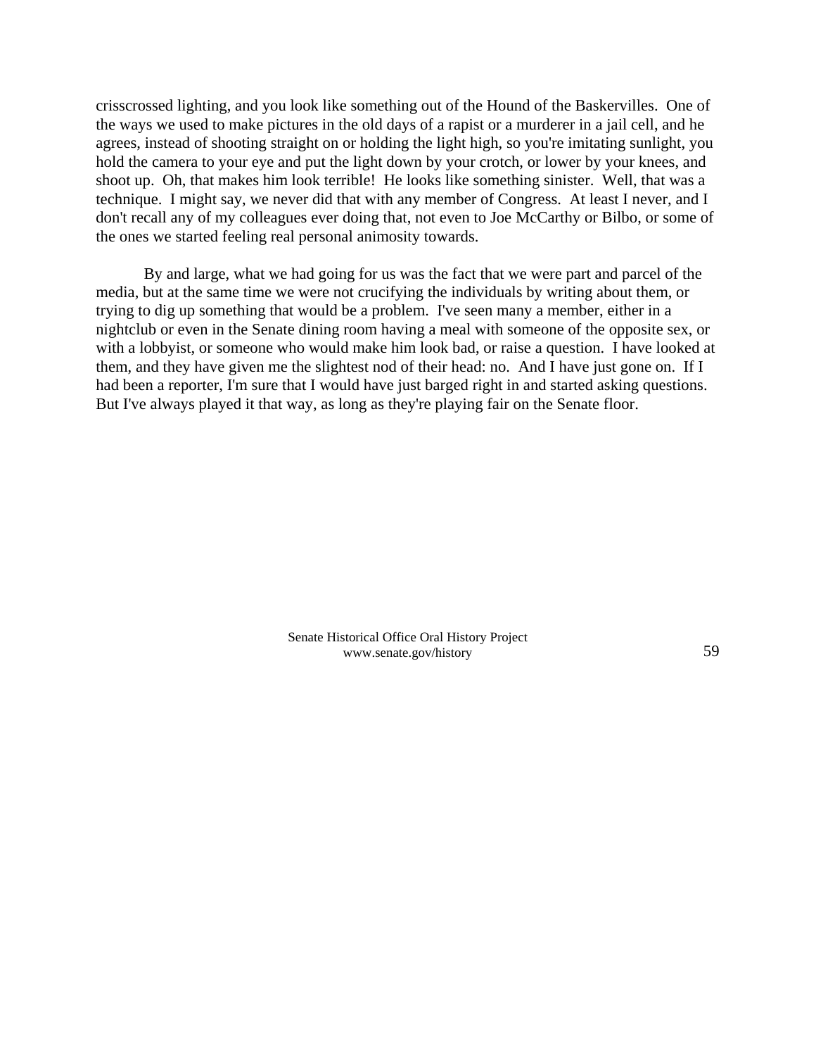crisscrossed lighting, and you look like something out of the Hound of the Baskervilles. One of the ways we used to make pictures in the old days of a rapist or a murderer in a jail cell, and he agrees, instead of shooting straight on or holding the light high, so you're imitating sunlight, you hold the camera to your eye and put the light down by your crotch, or lower by your knees, and shoot up. Oh, that makes him look terrible! He looks like something sinister. Well, that was a technique. I might say, we never did that with any member of Congress. At least I never, and I don't recall any of my colleagues ever doing that, not even to Joe McCarthy or Bilbo, or some of the ones we started feeling real personal animosity towards.

By and large, what we had going for us was the fact that we were part and parcel of the media, but at the same time we were not crucifying the individuals by writing about them, or trying to dig up something that would be a problem. I've seen many a member, either in a nightclub or even in the Senate dining room having a meal with someone of the opposite sex, or with a lobbyist, or someone who would make him look bad, or raise a question. I have looked at them, and they have given me the slightest nod of their head: no. And I have just gone on. If I had been a reporter, I'm sure that I would have just barged right in and started asking questions. But I've always played it that way, as long as they're playing fair on the Senate floor.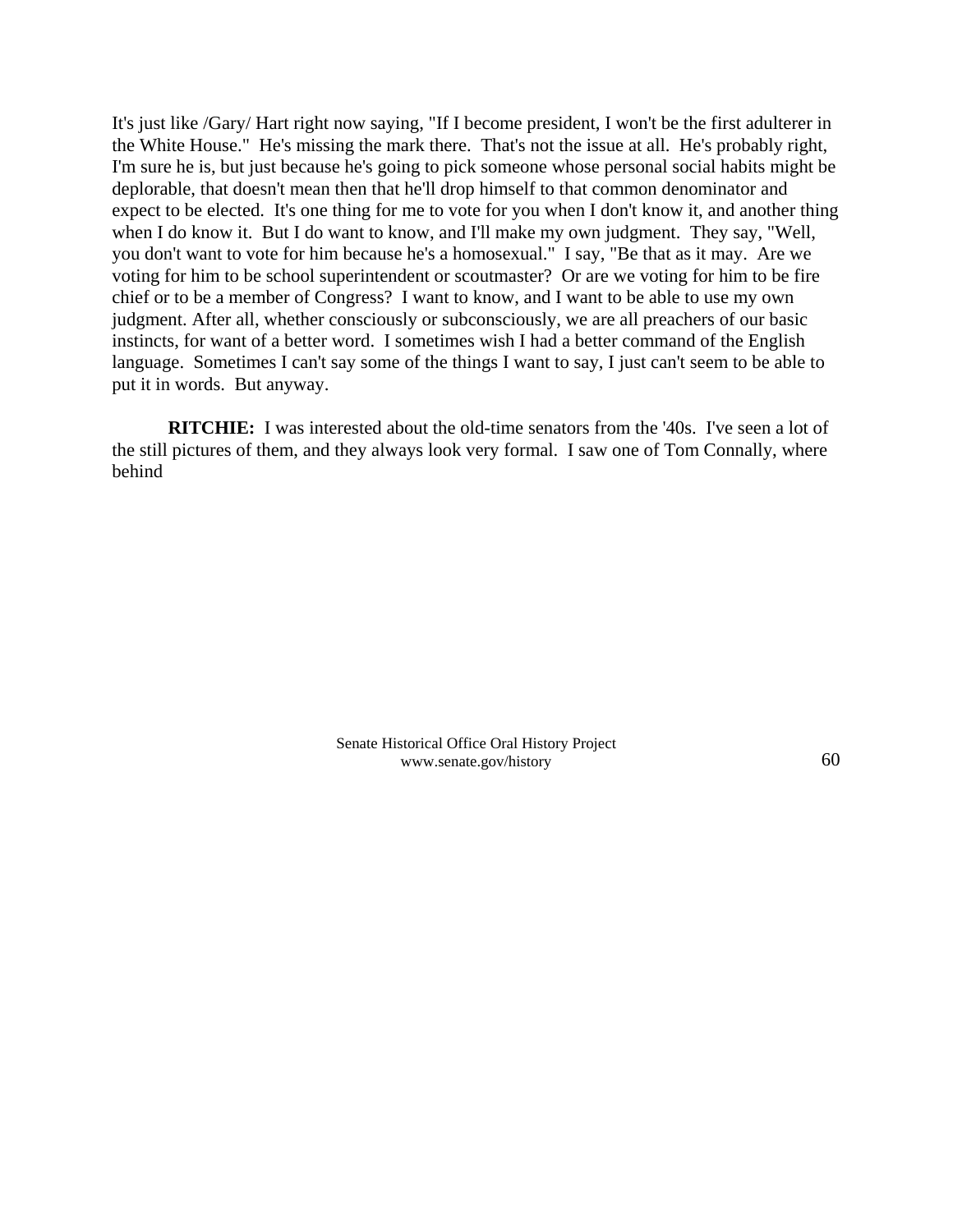It's just like /Gary/ Hart right now saying, "If I become president, I won't be the first adulterer in the White House." He's missing the mark there. That's not the issue at all. He's probably right, I'm sure he is, but just because he's going to pick someone whose personal social habits might be deplorable, that doesn't mean then that he'll drop himself to that common denominator and expect to be elected. It's one thing for me to vote for you when I don't know it, and another thing when I do know it. But I do want to know, and I'll make my own judgment. They say, "Well, you don't want to vote for him because he's a homosexual." I say, "Be that as it may. Are we voting for him to be school superintendent or scoutmaster? Or are we voting for him to be fire chief or to be a member of Congress? I want to know, and I want to be able to use my own judgment. After all, whether consciously or subconsciously, we are all preachers of our basic instincts, for want of a better word. I sometimes wish I had a better command of the English language. Sometimes I can't say some of the things I want to say, I just can't seem to be able to put it in words. But anyway.

**RITCHIE:** I was interested about the old-time senators from the '40s. I've seen a lot of the still pictures of them, and they always look very formal. I saw one of Tom Connally, where behind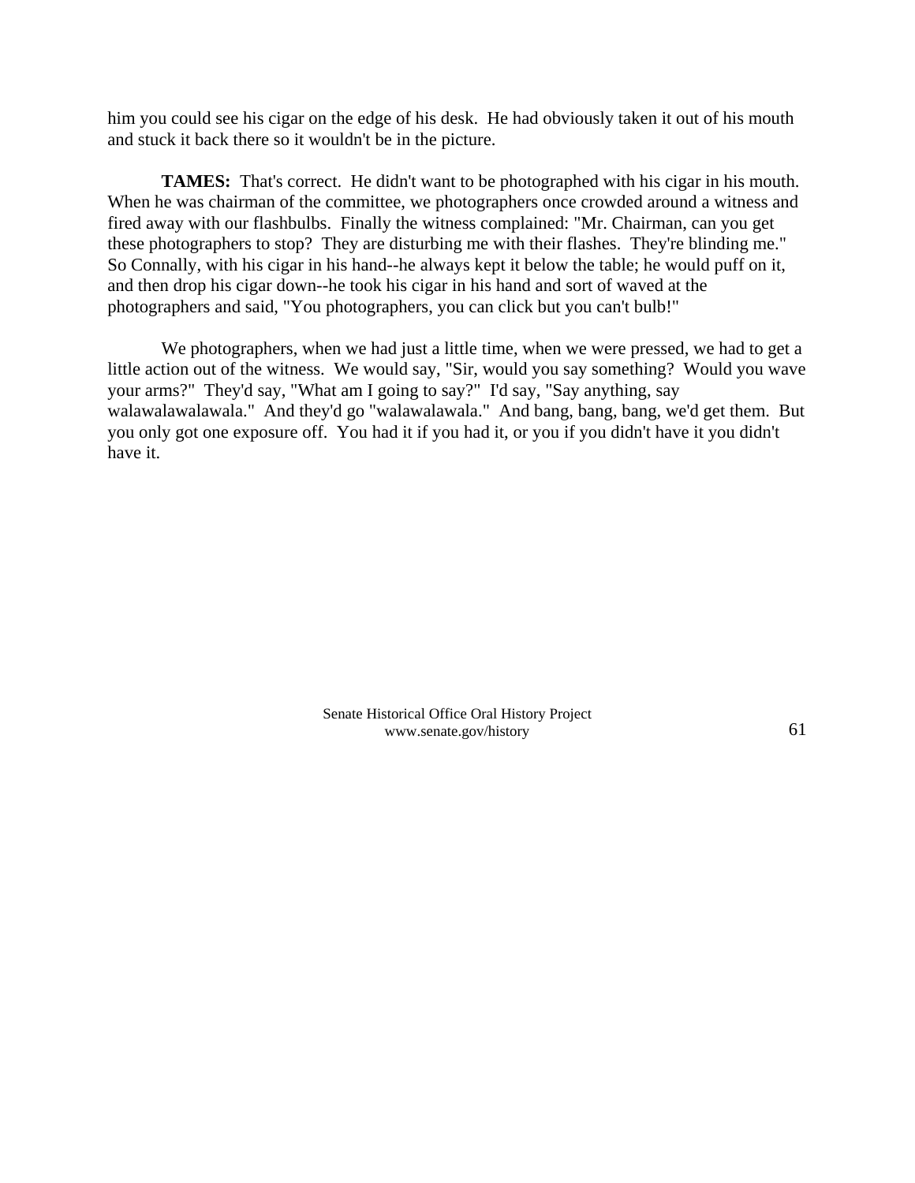him you could see his cigar on the edge of his desk. He had obviously taken it out of his mouth and stuck it back there so it wouldn't be in the picture.

**TAMES:** That's correct. He didn't want to be photographed with his cigar in his mouth. When he was chairman of the committee, we photographers once crowded around a witness and fired away with our flashbulbs. Finally the witness complained: "Mr. Chairman, can you get these photographers to stop? They are disturbing me with their flashes. They're blinding me." So Connally, with his cigar in his hand--he always kept it below the table; he would puff on it, and then drop his cigar down--he took his cigar in his hand and sort of waved at the photographers and said, "You photographers, you can click but you can't bulb!"

We photographers, when we had just a little time, when we were pressed, we had to get a little action out of the witness. We would say, "Sir, would you say something? Would you wave your arms?" They'd say, "What am I going to say?" I'd say, "Say anything, say walawalawalawala." And they'd go "walawalawala." And bang, bang, bang, we'd get them. But you only got one exposure off. You had it if you had it, or you if you didn't have it you didn't have it.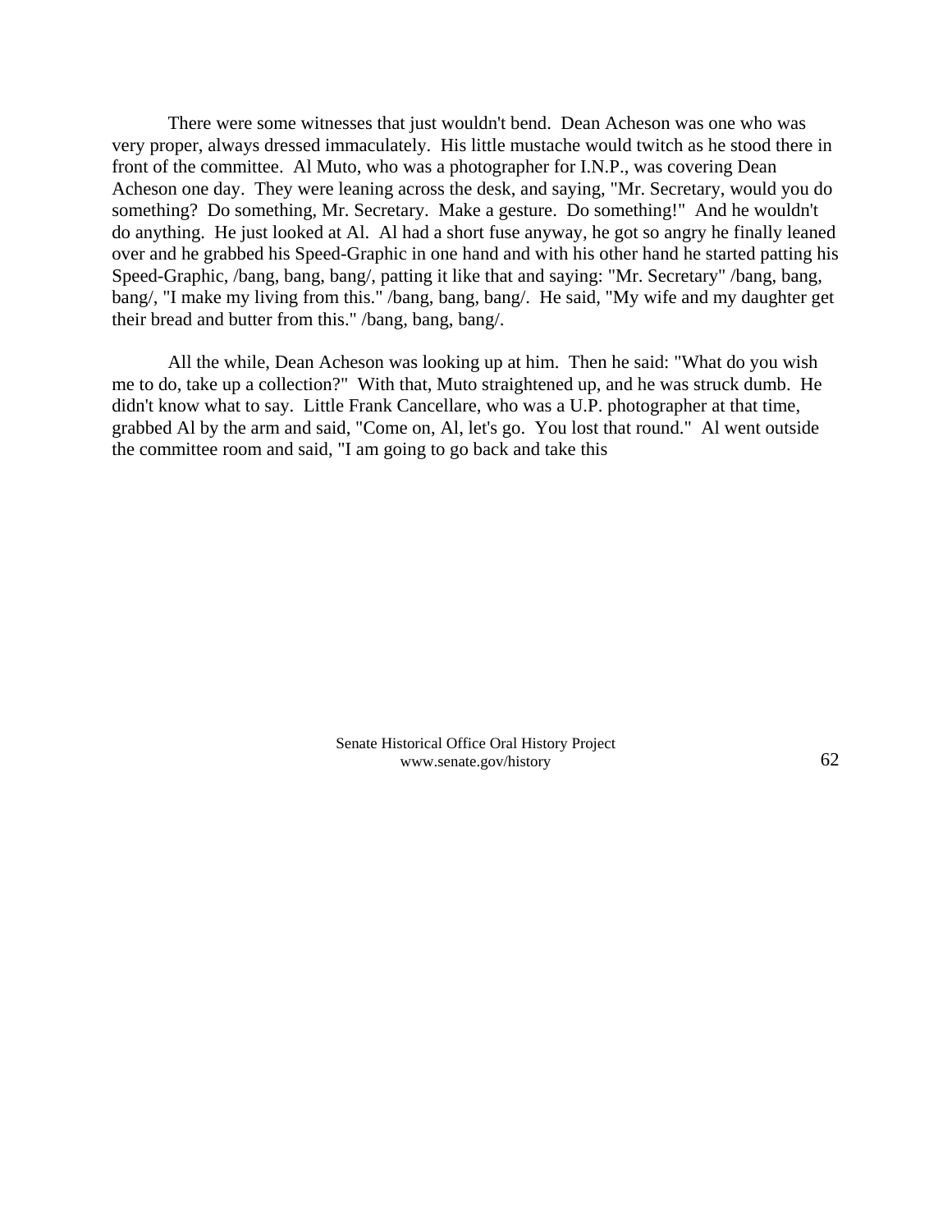There were some witnesses that just wouldn't bend. Dean Acheson was one who was very proper, always dressed immaculately. His little mustache would twitch as he stood there in front of the committee. Al Muto, who was a photographer for I.N.P., was covering Dean Acheson one day. They were leaning across the desk, and saying, "Mr. Secretary, would you do something? Do something, Mr. Secretary. Make a gesture. Do something!" And he wouldn't do anything. He just looked at Al. Al had a short fuse anyway, he got so angry he finally leaned over and he grabbed his Speed-Graphic in one hand and with his other hand he started patting his Speed-Graphic, /bang, bang, bang/, patting it like that and saying: "Mr. Secretary" /bang, bang, bang/, "I make my living from this." /bang, bang, bang/. He said, "My wife and my daughter get their bread and butter from this." /bang, bang, bang/.

All the while, Dean Acheson was looking up at him. Then he said: "What do you wish me to do, take up a collection?" With that, Muto straightened up, and he was struck dumb. He didn't know what to say. Little Frank Cancellare, who was a U.P. photographer at that time, grabbed Al by the arm and said, "Come on, Al, let's go. You lost that round." Al went outside the committee room and said, "I am going to go back and take this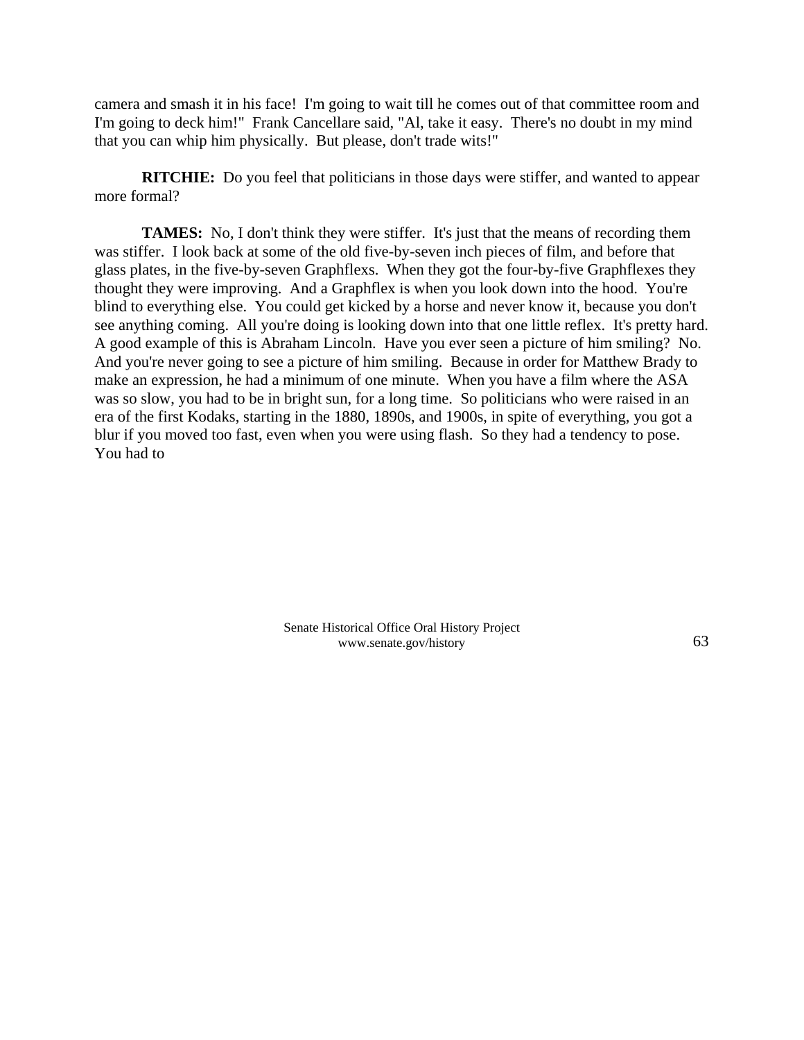camera and smash it in his face! I'm going to wait till he comes out of that committee room and I'm going to deck him!" Frank Cancellare said, "Al, take it easy. There's no doubt in my mind that you can whip him physically. But please, don't trade wits!"

**RITCHIE:** Do you feel that politicians in those days were stiffer, and wanted to appear more formal?

**TAMES:** No, I don't think they were stiffer. It's just that the means of recording them was stiffer. I look back at some of the old five-by-seven inch pieces of film, and before that glass plates, in the five-by-seven Graphflexs. When they got the four-by-five Graphflexes they thought they were improving. And a Graphflex is when you look down into the hood. You're blind to everything else. You could get kicked by a horse and never know it, because you don't see anything coming. All you're doing is looking down into that one little reflex. It's pretty hard. A good example of this is Abraham Lincoln. Have you ever seen a picture of him smiling? No. And you're never going to see a picture of him smiling. Because in order for Matthew Brady to make an expression, he had a minimum of one minute. When you have a film where the ASA was so slow, you had to be in bright sun, for a long time. So politicians who were raised in an era of the first Kodaks, starting in the 1880, 1890s, and 1900s, in spite of everything, you got a blur if you moved too fast, even when you were using flash. So they had a tendency to pose. You had to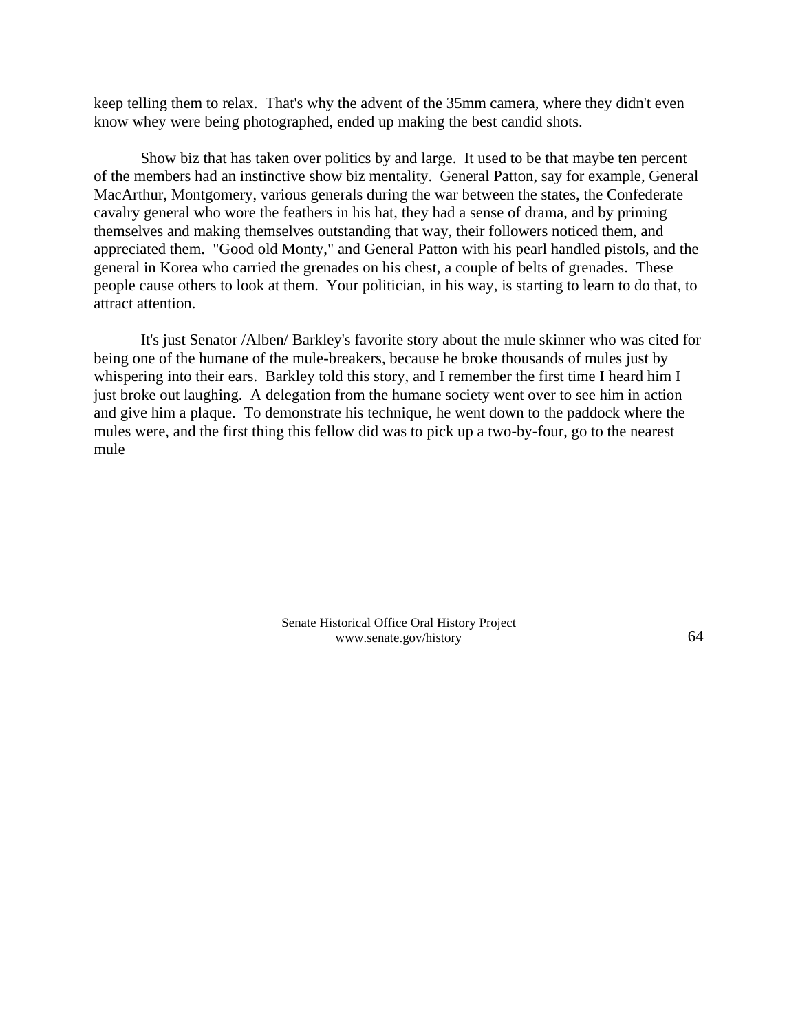keep telling them to relax. That's why the advent of the 35mm camera, where they didn't even know whey were being photographed, ended up making the best candid shots.

Show biz that has taken over politics by and large. It used to be that maybe ten percent of the members had an instinctive show biz mentality. General Patton, say for example, General MacArthur, Montgomery, various generals during the war between the states, the Confederate cavalry general who wore the feathers in his hat, they had a sense of drama, and by priming themselves and making themselves outstanding that way, their followers noticed them, and appreciated them. "Good old Monty," and General Patton with his pearl handled pistols, and the general in Korea who carried the grenades on his chest, a couple of belts of grenades. These people cause others to look at them. Your politician, in his way, is starting to learn to do that, to attract attention.

It's just Senator /Alben/ Barkley's favorite story about the mule skinner who was cited for being one of the humane of the mule-breakers, because he broke thousands of mules just by whispering into their ears. Barkley told this story, and I remember the first time I heard him I just broke out laughing. A delegation from the humane society went over to see him in action and give him a plaque. To demonstrate his technique, he went down to the paddock where the mules were, and the first thing this fellow did was to pick up a two-by-four, go to the nearest mule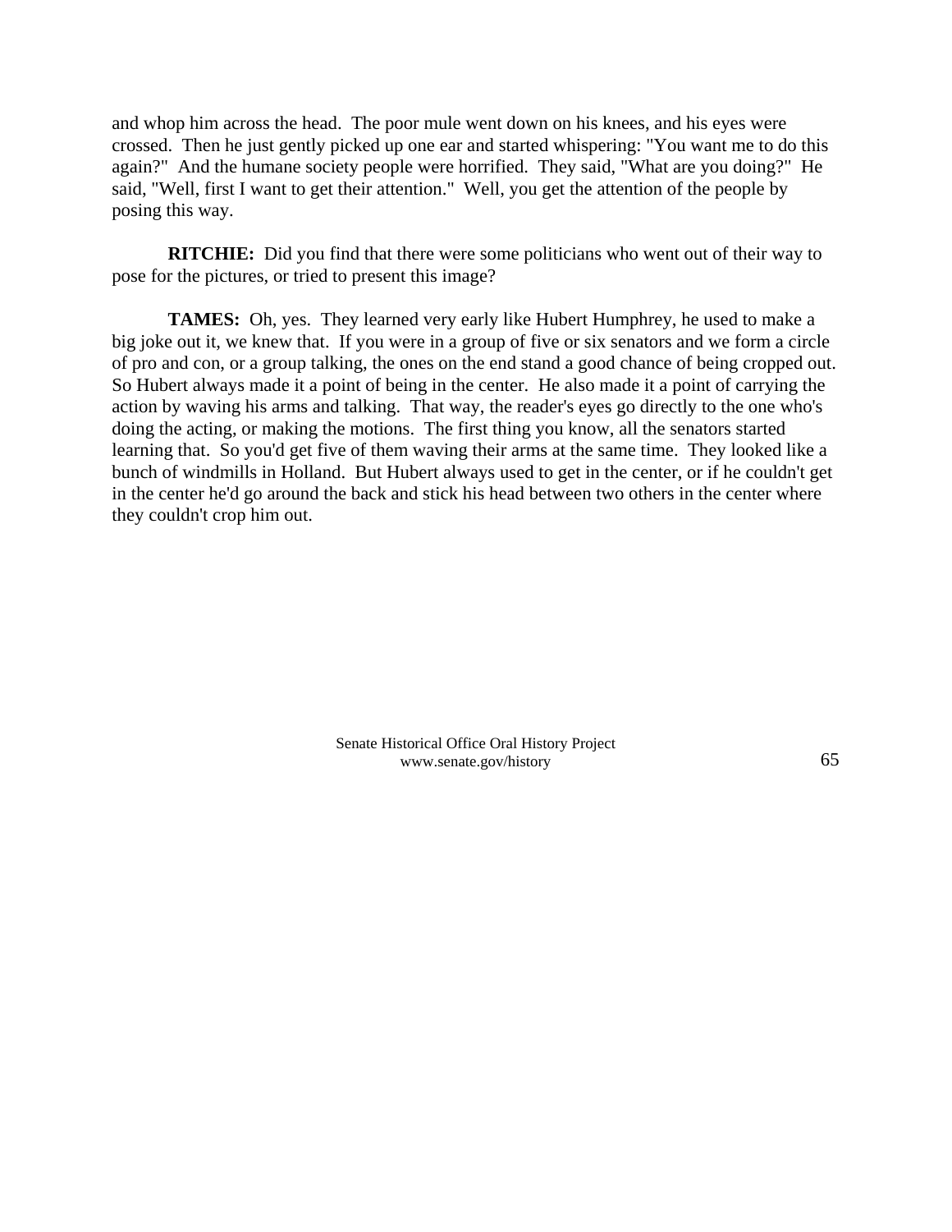and whop him across the head. The poor mule went down on his knees, and his eyes were crossed. Then he just gently picked up one ear and started whispering: "You want me to do this again?" And the humane society people were horrified. They said, "What are you doing?" He said, "Well, first I want to get their attention." Well, you get the attention of the people by posing this way.

**RITCHIE:** Did you find that there were some politicians who went out of their way to pose for the pictures, or tried to present this image?

**TAMES:** Oh, yes. They learned very early like Hubert Humphrey, he used to make a big joke out it, we knew that. If you were in a group of five or six senators and we form a circle of pro and con, or a group talking, the ones on the end stand a good chance of being cropped out. So Hubert always made it a point of being in the center. He also made it a point of carrying the action by waving his arms and talking. That way, the reader's eyes go directly to the one who's doing the acting, or making the motions. The first thing you know, all the senators started learning that. So you'd get five of them waving their arms at the same time. They looked like a bunch of windmills in Holland. But Hubert always used to get in the center, or if he couldn't get in the center he'd go around the back and stick his head between two others in the center where they couldn't crop him out.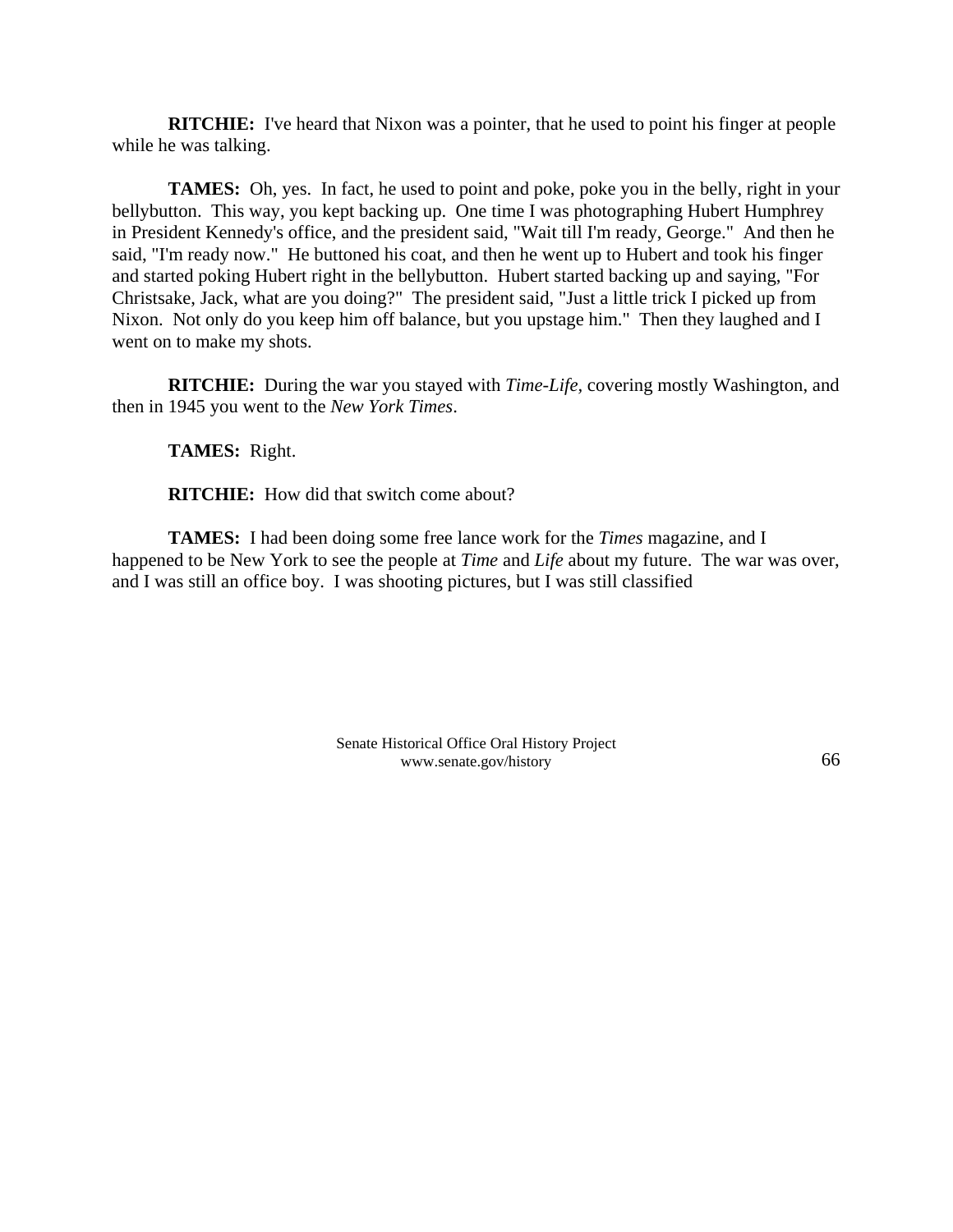**RITCHIE:** I've heard that Nixon was a pointer, that he used to point his finger at people while he was talking.

**TAMES:** Oh, yes. In fact, he used to point and poke, poke you in the belly, right in your bellybutton. This way, you kept backing up. One time I was photographing Hubert Humphrey in President Kennedy's office, and the president said, "Wait till I'm ready, George." And then he said, "I'm ready now." He buttoned his coat, and then he went up to Hubert and took his finger and started poking Hubert right in the bellybutton. Hubert started backing up and saying, "For Christsake, Jack, what are you doing?" The president said, "Just a little trick I picked up from Nixon. Not only do you keep him off balance, but you upstage him." Then they laughed and I went on to make my shots.

**RITCHIE:** During the war you stayed with *Time-Life*, covering mostly Washington, and then in 1945 you went to the *New York Times*.

**TAMES:** Right.

**RITCHIE:** How did that switch come about?

**TAMES:** I had been doing some free lance work for the *Times* magazine, and I happened to be New York to see the people at *Time* and *Life* about my future. The war was over, and I was still an office boy. I was shooting pictures, but I was still classified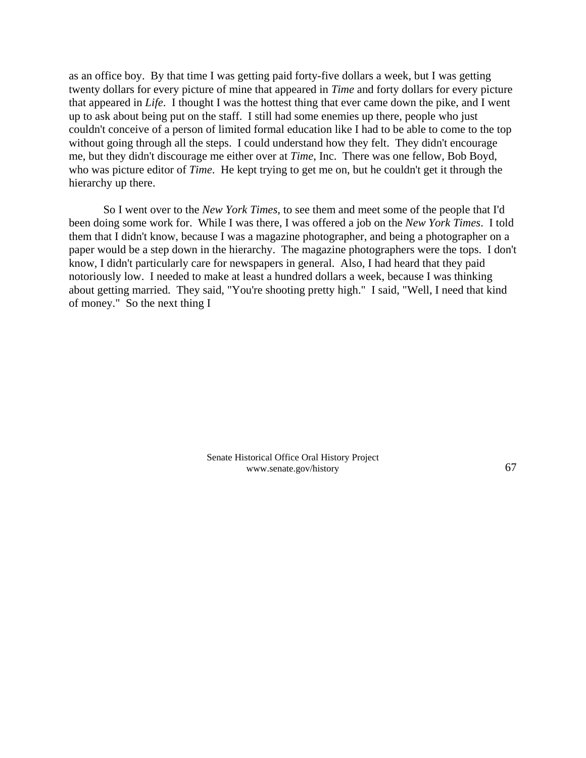as an office boy. By that time I was getting paid forty-five dollars a week, but I was getting twenty dollars for every picture of mine that appeared in *Time* and forty dollars for every picture that appeared in *Life*. I thought I was the hottest thing that ever came down the pike, and I went up to ask about being put on the staff. I still had some enemies up there, people who just couldn't conceive of a person of limited formal education like I had to be able to come to the top without going through all the steps. I could understand how they felt. They didn't encourage me, but they didn't discourage me either over at *Time*, Inc. There was one fellow, Bob Boyd, who was picture editor of *Time*. He kept trying to get me on, but he couldn't get it through the hierarchy up there.

So I went over to the *New York Times*, to see them and meet some of the people that I'd been doing some work for. While I was there, I was offered a job on the *New York Times*. I told them that I didn't know, because I was a magazine photographer, and being a photographer on a paper would be a step down in the hierarchy. The magazine photographers were the tops. I don't know, I didn't particularly care for newspapers in general. Also, I had heard that they paid notoriously low. I needed to make at least a hundred dollars a week, because I was thinking about getting married. They said, "You're shooting pretty high." I said, "Well, I need that kind of money." So the next thing I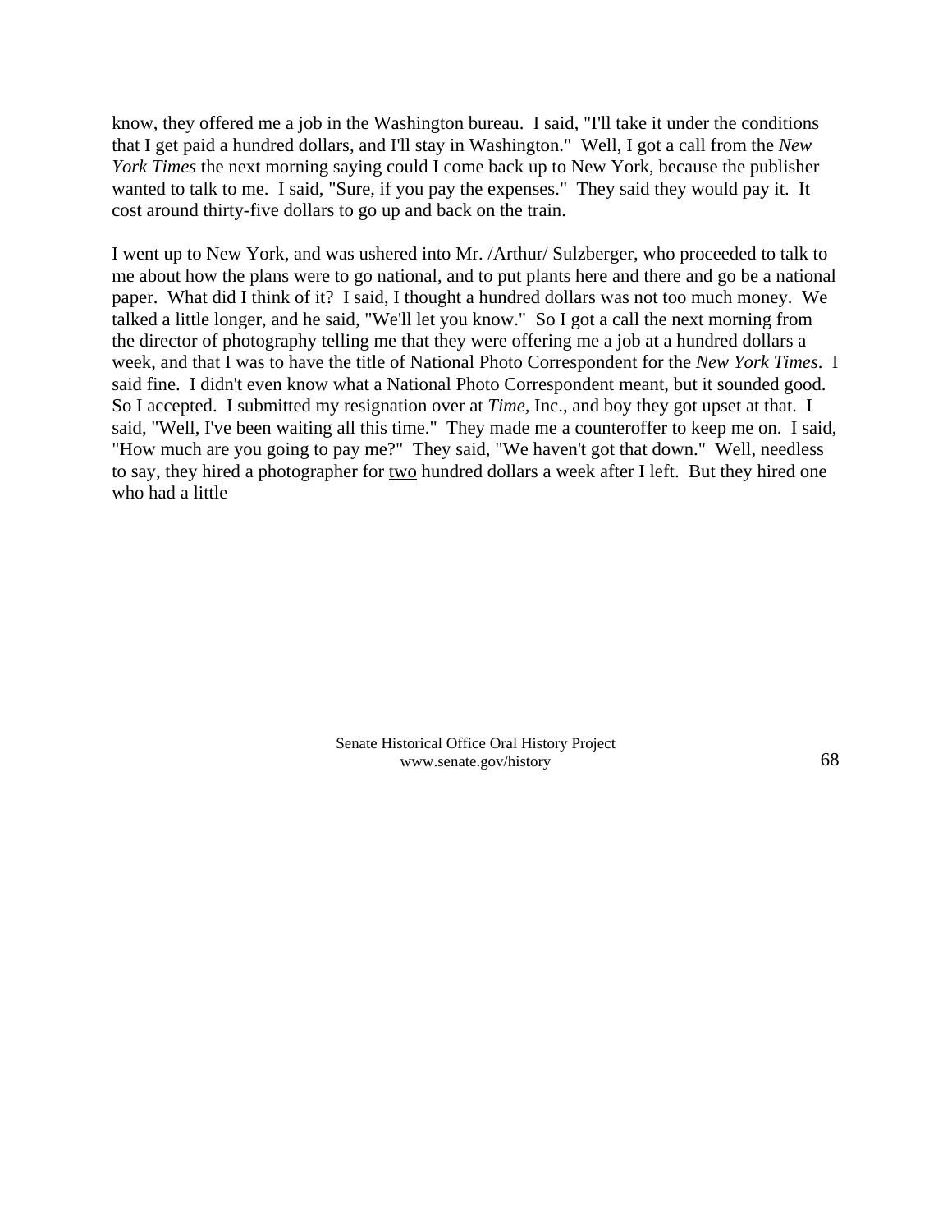know, they offered me a job in the Washington bureau. I said, "I'll take it under the conditions that I get paid a hundred dollars, and I'll stay in Washington." Well, I got a call from the *New York Times* the next morning saying could I come back up to New York, because the publisher wanted to talk to me. I said, "Sure, if you pay the expenses." They said they would pay it. It cost around thirty-five dollars to go up and back on the train.

I went up to New York, and was ushered into Mr. /Arthur/ Sulzberger, who proceeded to talk to me about how the plans were to go national, and to put plants here and there and go be a national paper. What did I think of it? I said, I thought a hundred dollars was not too much money. We talked a little longer, and he said, "We'll let you know." So I got a call the next morning from the director of photography telling me that they were offering me a job at a hundred dollars a week, and that I was to have the title of National Photo Correspondent for the *New York Times*. I said fine. I didn't even know what a National Photo Correspondent meant, but it sounded good. So I accepted. I submitted my resignation over at *Time*, Inc., and boy they got upset at that. I said, "Well, I've been waiting all this time." They made me a counteroffer to keep me on. I said, "How much are you going to pay me?" They said, "We haven't got that down." Well, needless to say, they hired a photographer for <u>two</u> hundred dollars a week after I left. But they hired one who had a little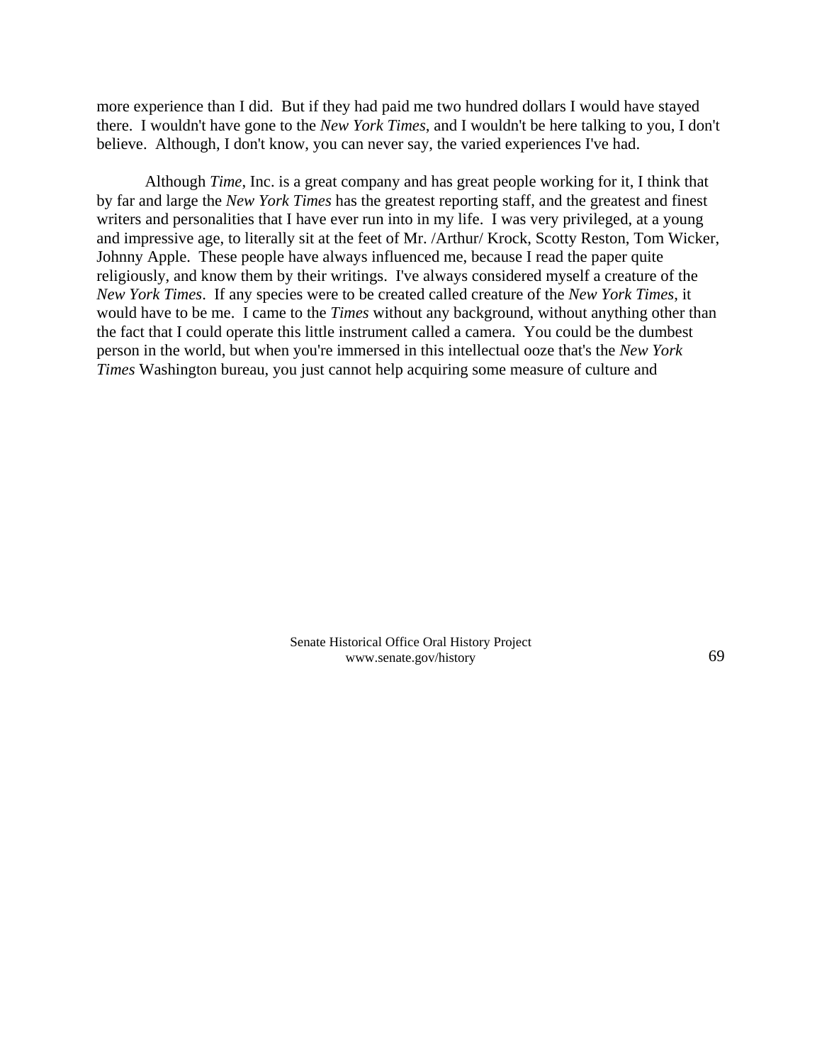more experience than I did. But if they had paid me two hundred dollars I would have stayed there. I wouldn't have gone to the *New York Times*, and I wouldn't be here talking to you, I don't believe. Although, I don't know, you can never say, the varied experiences I've had.

Although *Time*, Inc. is a great company and has great people working for it, I think that by far and large the *New York Times* has the greatest reporting staff, and the greatest and finest writers and personalities that I have ever run into in my life. I was very privileged, at a young and impressive age, to literally sit at the feet of Mr. /Arthur/ Krock, Scotty Reston, Tom Wicker, Johnny Apple. These people have always influenced me, because I read the paper quite religiously, and know them by their writings. I've always considered myself a creature of the *New York Times*. If any species were to be created called creature of the *New York Times*, it would have to be me. I came to the *Times* without any background, without anything other than the fact that I could operate this little instrument called a camera. You could be the dumbest person in the world, but when you're immersed in this intellectual ooze that's the *New York Times* Washington bureau, you just cannot help acquiring some measure of culture and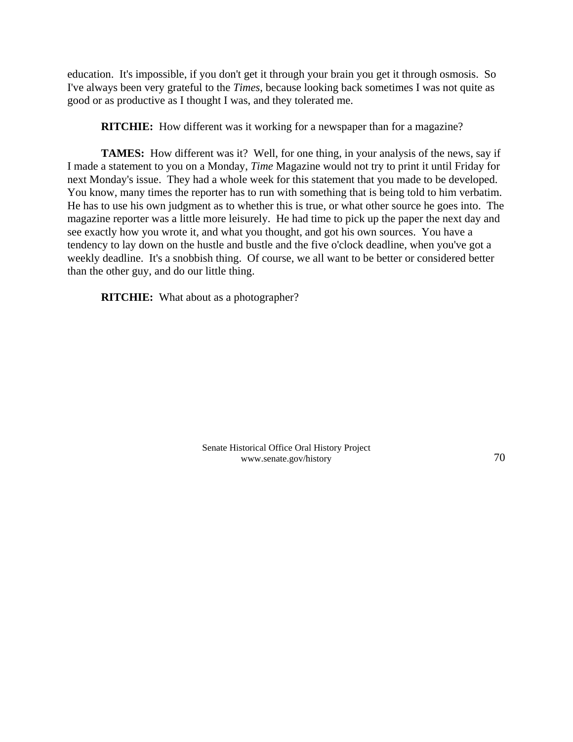education. It's impossible, if you don't get it through your brain you get it through osmosis. So I've always been very grateful to the *Times*, because looking back sometimes I was not quite as good or as productive as I thought I was, and they tolerated me.

**RITCHIE:** How different was it working for a newspaper than for a magazine?

**TAMES:** How different was it? Well, for one thing, in your analysis of the news, say if I made a statement to you on a Monday, *Time* Magazine would not try to print it until Friday for next Monday's issue. They had a whole week for this statement that you made to be developed. You know, many times the reporter has to run with something that is being told to him verbatim. He has to use his own judgment as to whether this is true, or what other source he goes into. The magazine reporter was a little more leisurely. He had time to pick up the paper the next day and see exactly how you wrote it, and what you thought, and got his own sources. You have a tendency to lay down on the hustle and bustle and the five o'clock deadline, when you've got a weekly deadline. It's a snobbish thing. Of course, we all want to be better or considered better than the other guy, and do our little thing.

**RITCHIE:** What about as a photographer?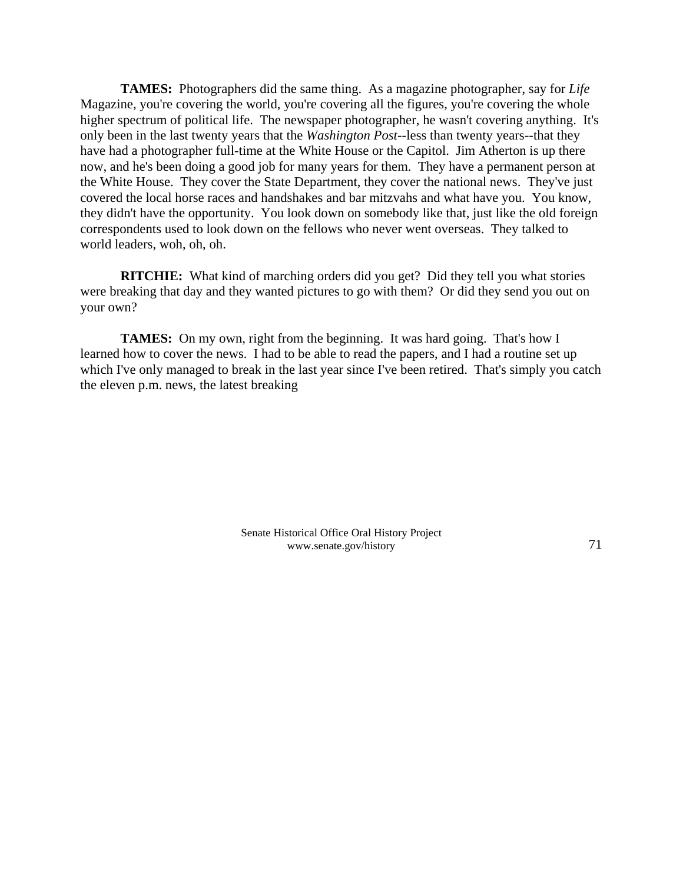**TAMES:** Photographers did the same thing. As a magazine photographer, say for *Life* Magazine, you're covering the world, you're covering all the figures, you're covering the whole higher spectrum of political life. The newspaper photographer, he wasn't covering anything. It's only been in the last twenty years that the *Washington Post*--less than twenty years--that they have had a photographer full-time at the White House or the Capitol. Jim Atherton is up there now, and he's been doing a good job for many years for them. They have a permanent person at the White House. They cover the State Department, they cover the national news. They've just covered the local horse races and handshakes and bar mitzvahs and what have you. You know, they didn't have the opportunity. You look down on somebody like that, just like the old foreign correspondents used to look down on the fellows who never went overseas. They talked to world leaders, woh, oh, oh.

**RITCHIE:** What kind of marching orders did you get? Did they tell you what stories were breaking that day and they wanted pictures to go with them? Or did they send you out on your own?

**TAMES:** On my own, right from the beginning. It was hard going. That's how I learned how to cover the news. I had to be able to read the papers, and I had a routine set up which I've only managed to break in the last year since I've been retired. That's simply you catch the eleven p.m. news, the latest breaking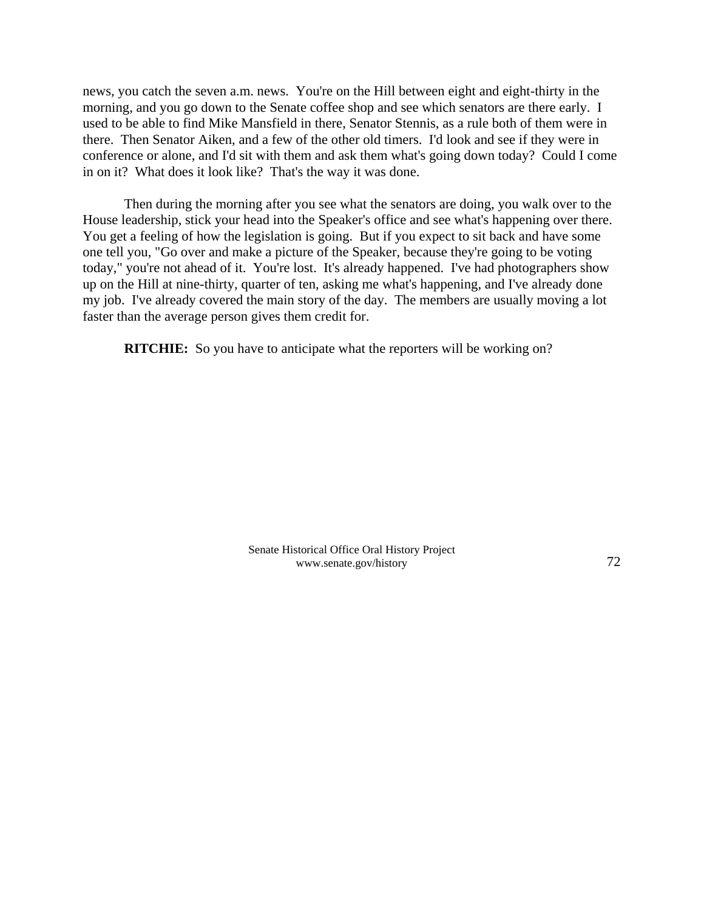news, you catch the seven a.m. news. You're on the Hill between eight and eight-thirty in the morning, and you go down to the Senate coffee shop and see which senators are there early. I used to be able to find Mike Mansfield in there, Senator Stennis, as a rule both of them were in there. Then Senator Aiken, and a few of the other old timers. I'd look and see if they were in conference or alone, and I'd sit with them and ask them what's going down today? Could I come in on it? What does it look like? That's the way it was done.

Then during the morning after you see what the senators are doing, you walk over to the House leadership, stick your head into the Speaker's office and see what's happening over there. You get a feeling of how the legislation is going. But if you expect to sit back and have some one tell you, "Go over and make a picture of the Speaker, because they're going to be voting today," you're not ahead of it. You're lost. It's already happened. I've had photographers show up on the Hill at nine-thirty, quarter of ten, asking me what's happening, and I've already done my job. I've already covered the main story of the day. The members are usually moving a lot faster than the average person gives them credit for.

**RITCHIE:** So you have to anticipate what the reporters will be working on?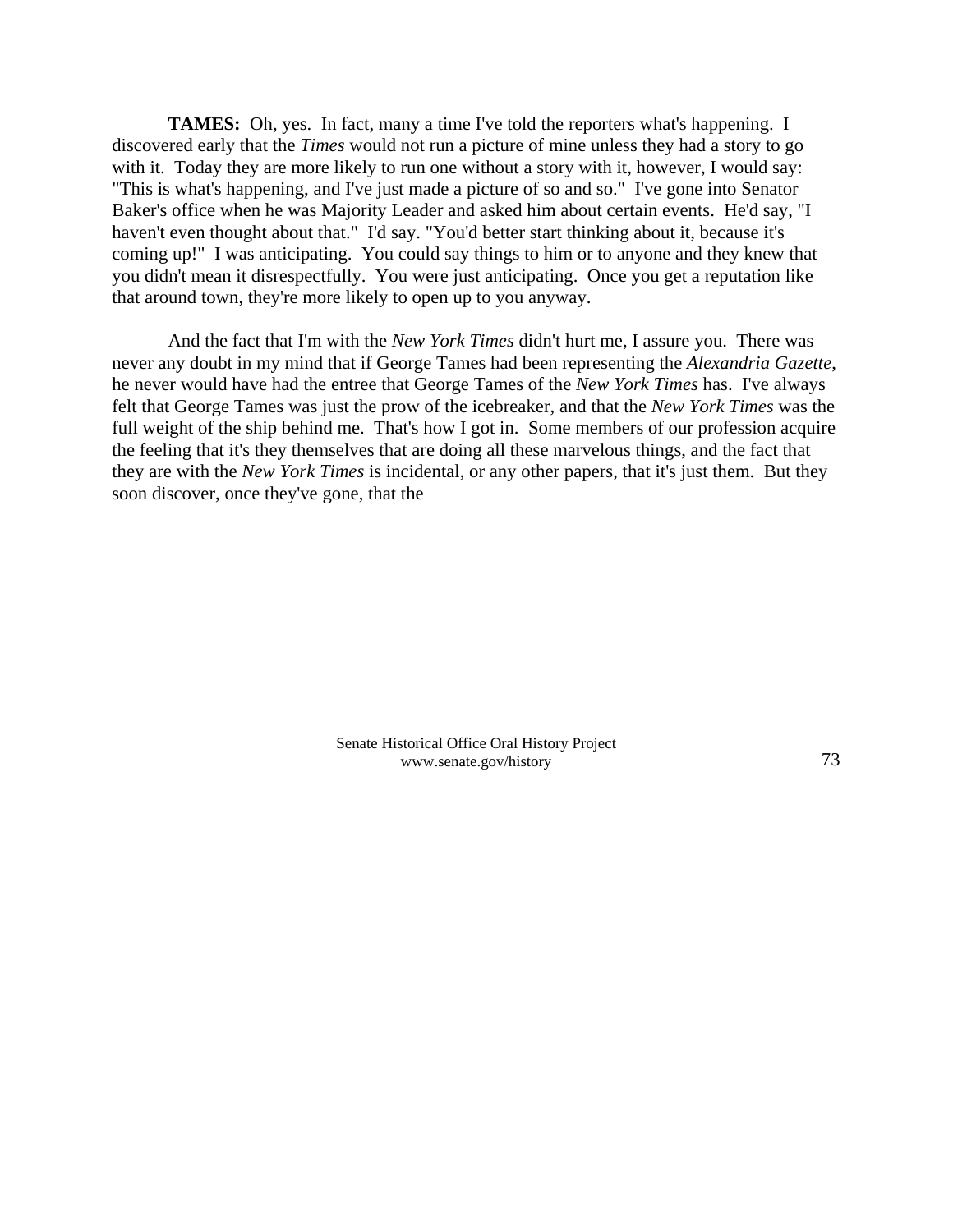**TAMES:** Oh, yes. In fact, many a time I've told the reporters what's happening. I discovered early that the *Times* would not run a picture of mine unless they had a story to go with it. Today they are more likely to run one without a story with it, however, I would say: "This is what's happening, and I've just made a picture of so and so." I've gone into Senator Baker's office when he was Majority Leader and asked him about certain events. He'd say, "I haven't even thought about that." I'd say. "You'd better start thinking about it, because it's coming up!" I was anticipating. You could say things to him or to anyone and they knew that you didn't mean it disrespectfully. You were just anticipating. Once you get a reputation like that around town, they're more likely to open up to you anyway.

And the fact that I'm with the *New York Times* didn't hurt me, I assure you. There was never any doubt in my mind that if George Tames had been representing the *Alexandria Gazette*, he never would have had the entree that George Tames of the *New York Times* has. I've always felt that George Tames was just the prow of the icebreaker, and that the *New York Times* was the full weight of the ship behind me. That's how I got in. Some members of our profession acquire the feeling that it's they themselves that are doing all these marvelous things, and the fact that they are with the *New York Times* is incidental, or any other papers, that it's just them. But they soon discover, once they've gone, that the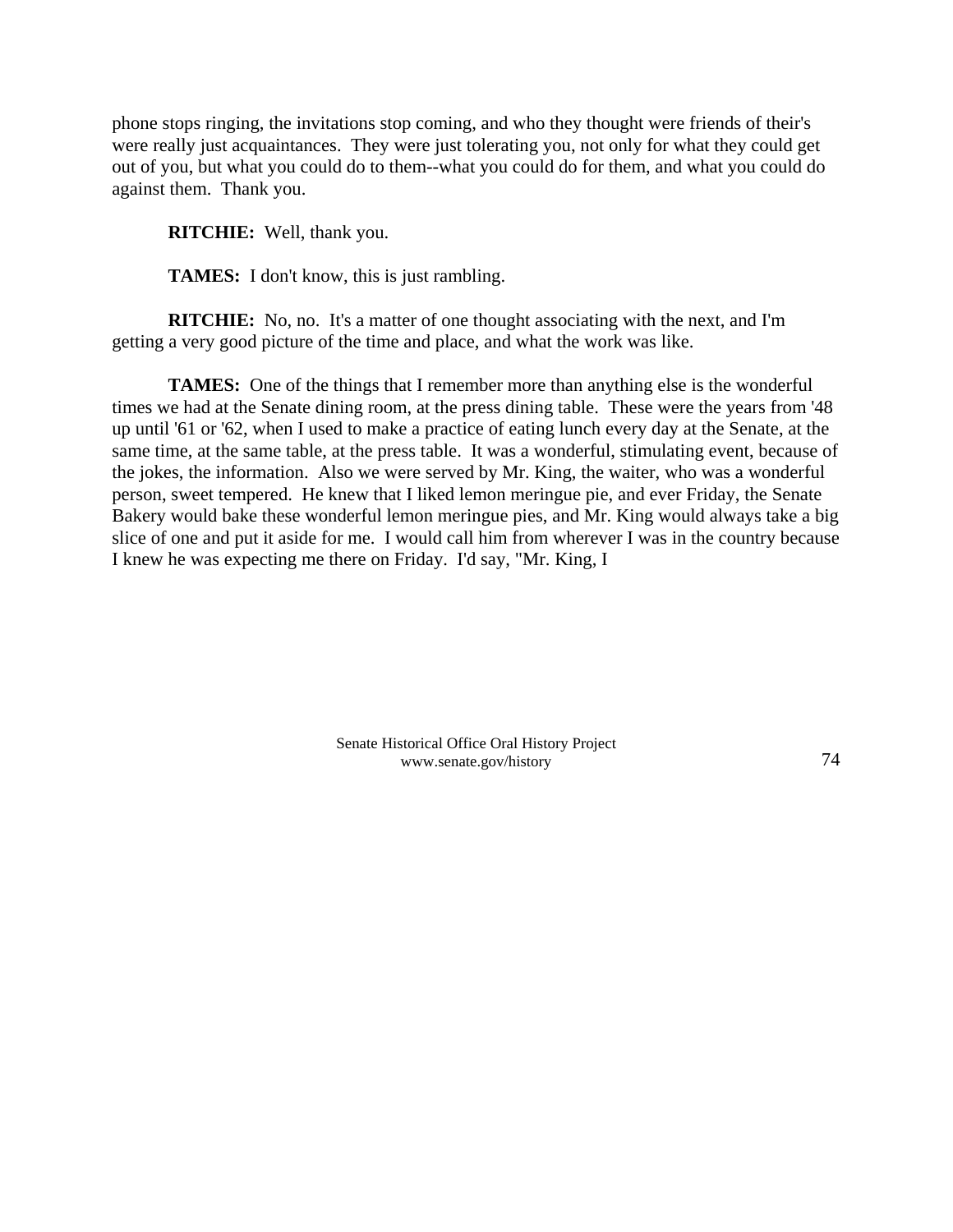phone stops ringing, the invitations stop coming, and who they thought were friends of their's were really just acquaintances. They were just tolerating you, not only for what they could get out of you, but what you could do to them--what you could do for them, and what you could do against them. Thank you.

**RITCHIE:** Well, thank you.

**TAMES:** I don't know, this is just rambling.

**RITCHIE:** No, no. It's a matter of one thought associating with the next, and I'm getting a very good picture of the time and place, and what the work was like.

**TAMES:** One of the things that I remember more than anything else is the wonderful times we had at the Senate dining room, at the press dining table. These were the years from '48 up until '61 or '62, when I used to make a practice of eating lunch every day at the Senate, at the same time, at the same table, at the press table. It was a wonderful, stimulating event, because of the jokes, the information. Also we were served by Mr. King, the waiter, who was a wonderful person, sweet tempered. He knew that I liked lemon meringue pie, and ever Friday, the Senate Bakery would bake these wonderful lemon meringue pies, and Mr. King would always take a big slice of one and put it aside for me. I would call him from wherever I was in the country because I knew he was expecting me there on Friday. I'd say, "Mr. King, I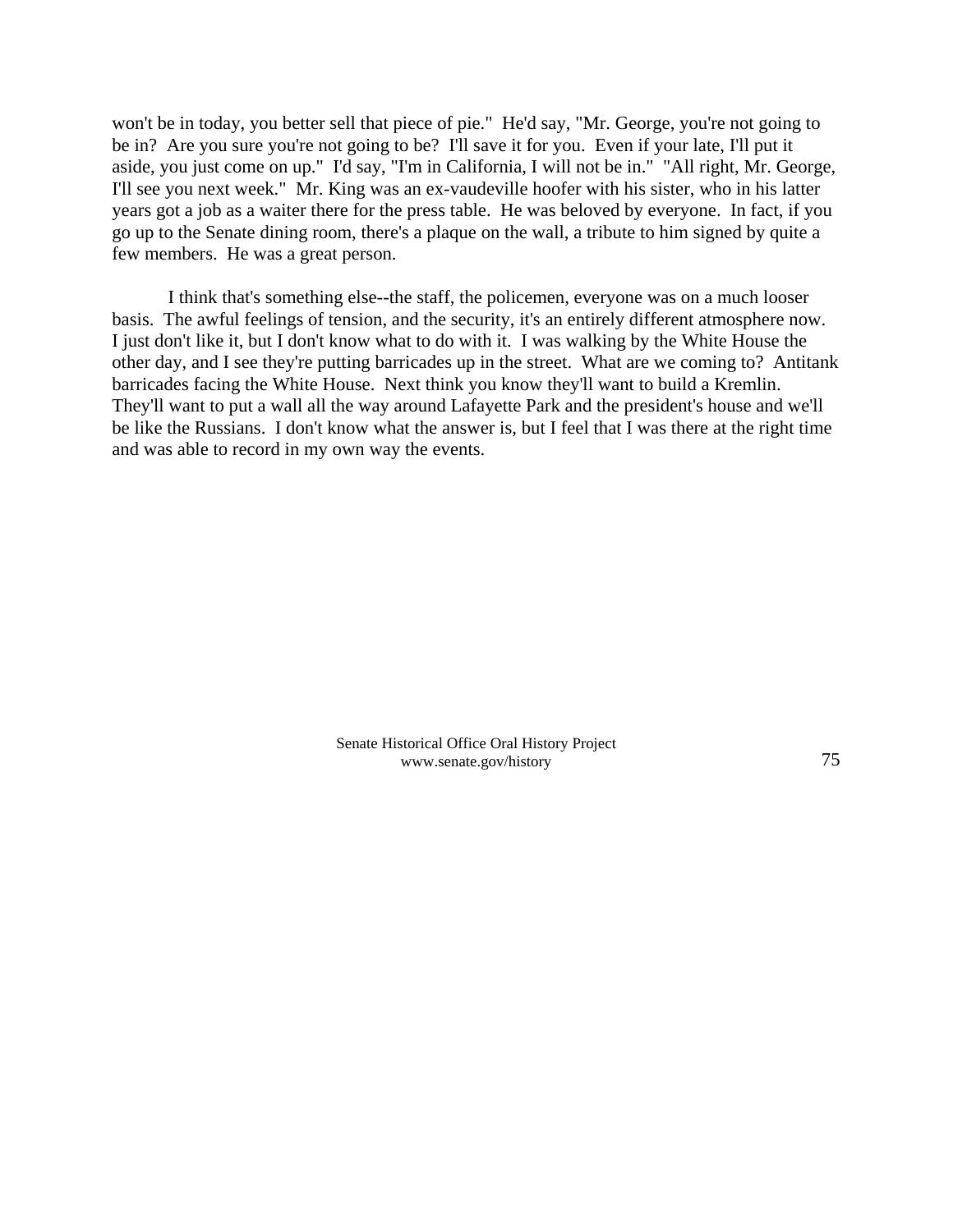won't be in today, you better sell that piece of pie." He'd say, "Mr. George, you're not going to be in? Are you sure you're not going to be? I'll save it for you. Even if your late, I'll put it aside, you just come on up." I'd say, "I'm in California, I will not be in." "All right, Mr. George, I'll see you next week." Mr. King was an ex-vaudeville hoofer with his sister, who in his latter years got a job as a waiter there for the press table. He was beloved by everyone. In fact, if you go up to the Senate dining room, there's a plaque on the wall, a tribute to him signed by quite a few members. He was a great person.

I think that's something else--the staff, the policemen, everyone was on a much looser basis. The awful feelings of tension, and the security, it's an entirely different atmosphere now. I just don't like it, but I don't know what to do with it. I was walking by the White House the other day, and I see they're putting barricades up in the street. What are we coming to? Antitank barricades facing the White House. Next think you know they'll want to build a Kremlin. They'll want to put a wall all the way around Lafayette Park and the president's house and we'll be like the Russians. I don't know what the answer is, but I feel that I was there at the right time and was able to record in my own way the events.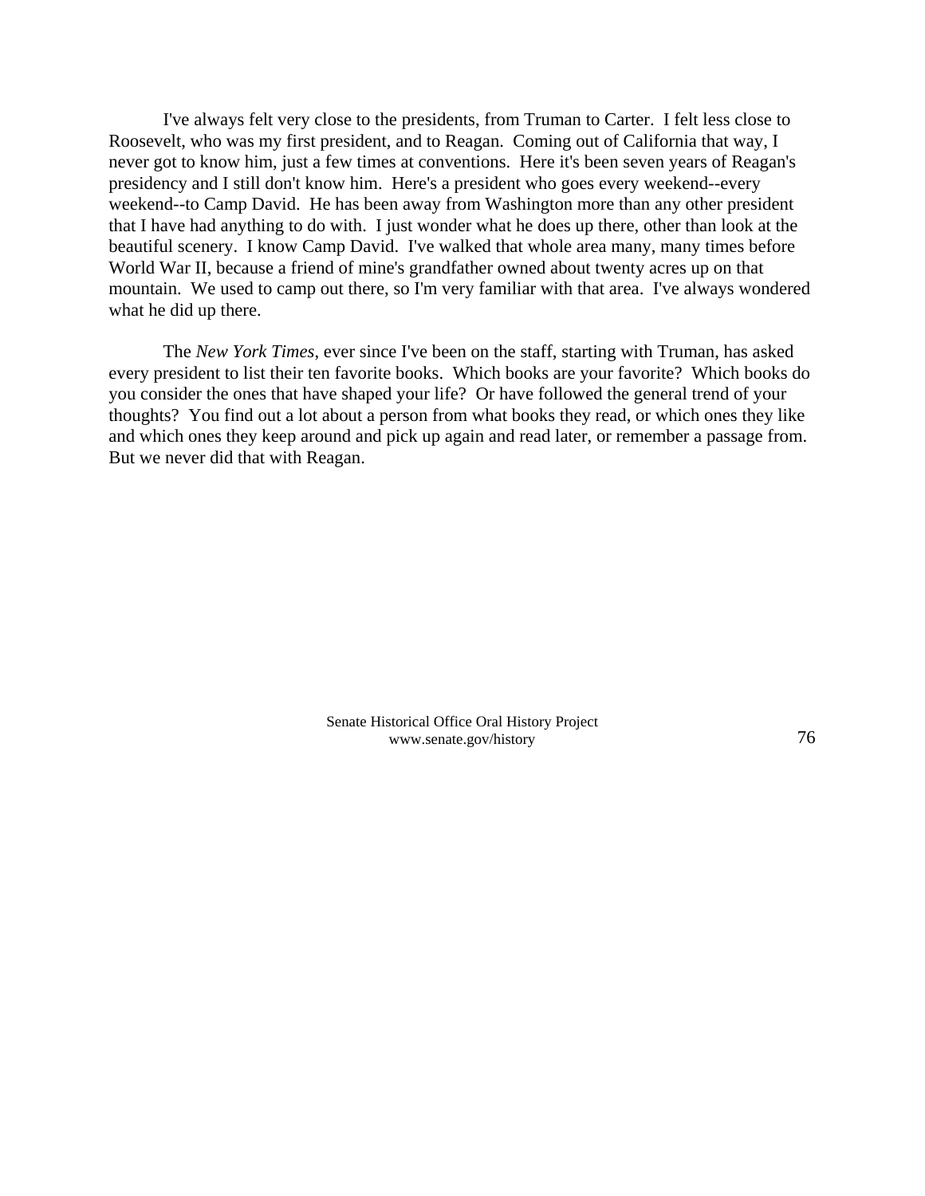I've always felt very close to the presidents, from Truman to Carter. I felt less close to Roosevelt, who was my first president, and to Reagan. Coming out of California that way, I never got to know him, just a few times at conventions. Here it's been seven years of Reagan's presidency and I still don't know him. Here's a president who goes every weekend--every weekend--to Camp David. He has been away from Washington more than any other president that I have had anything to do with. I just wonder what he does up there, other than look at the beautiful scenery. I know Camp David. I've walked that whole area many, many times before World War II, because a friend of mine's grandfather owned about twenty acres up on that mountain. We used to camp out there, so I'm very familiar with that area. I've always wondered what he did up there.

The *New York Times*, ever since I've been on the staff, starting with Truman, has asked every president to list their ten favorite books. Which books are your favorite? Which books do you consider the ones that have shaped your life? Or have followed the general trend of your thoughts? You find out a lot about a person from what books they read, or which ones they like and which ones they keep around and pick up again and read later, or remember a passage from. But we never did that with Reagan.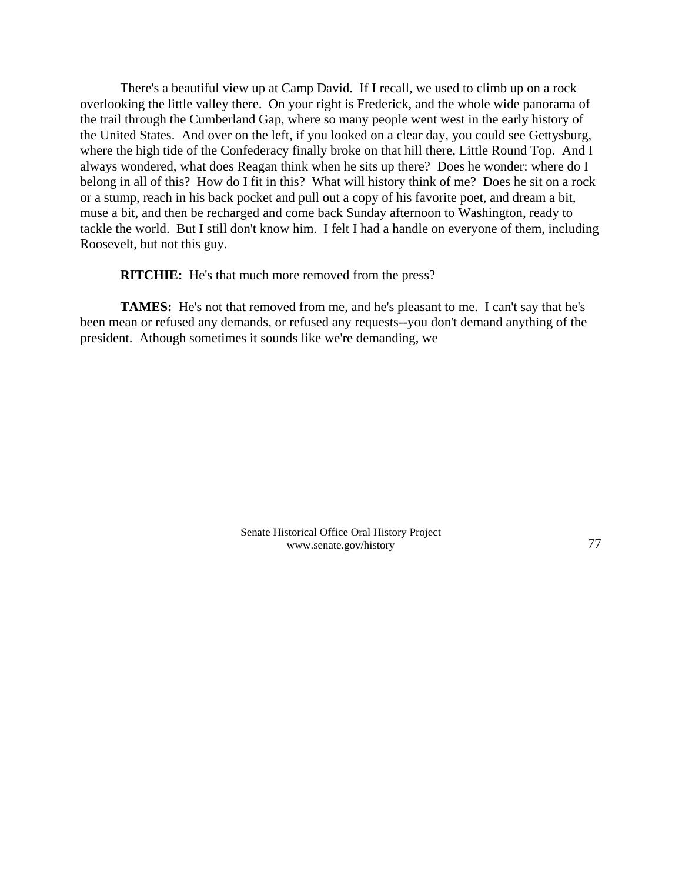There's a beautiful view up at Camp David. If I recall, we used to climb up on a rock overlooking the little valley there. On your right is Frederick, and the whole wide panorama of the trail through the Cumberland Gap, where so many people went west in the early history of the United States. And over on the left, if you looked on a clear day, you could see Gettysburg, where the high tide of the Confederacy finally broke on that hill there, Little Round Top. And I always wondered, what does Reagan think when he sits up there? Does he wonder: where do I belong in all of this? How do I fit in this? What will history think of me? Does he sit on a rock or a stump, reach in his back pocket and pull out a copy of his favorite poet, and dream a bit, muse a bit, and then be recharged and come back Sunday afternoon to Washington, ready to tackle the world. But I still don't know him. I felt I had a handle on everyone of them, including Roosevelt, but not this guy.

**RITCHIE:** He's that much more removed from the press?

**TAMES:** He's not that removed from me, and he's pleasant to me. I can't say that he's been mean or refused any demands, or refused any requests--you don't demand anything of the president. Athough sometimes it sounds like we're demanding, we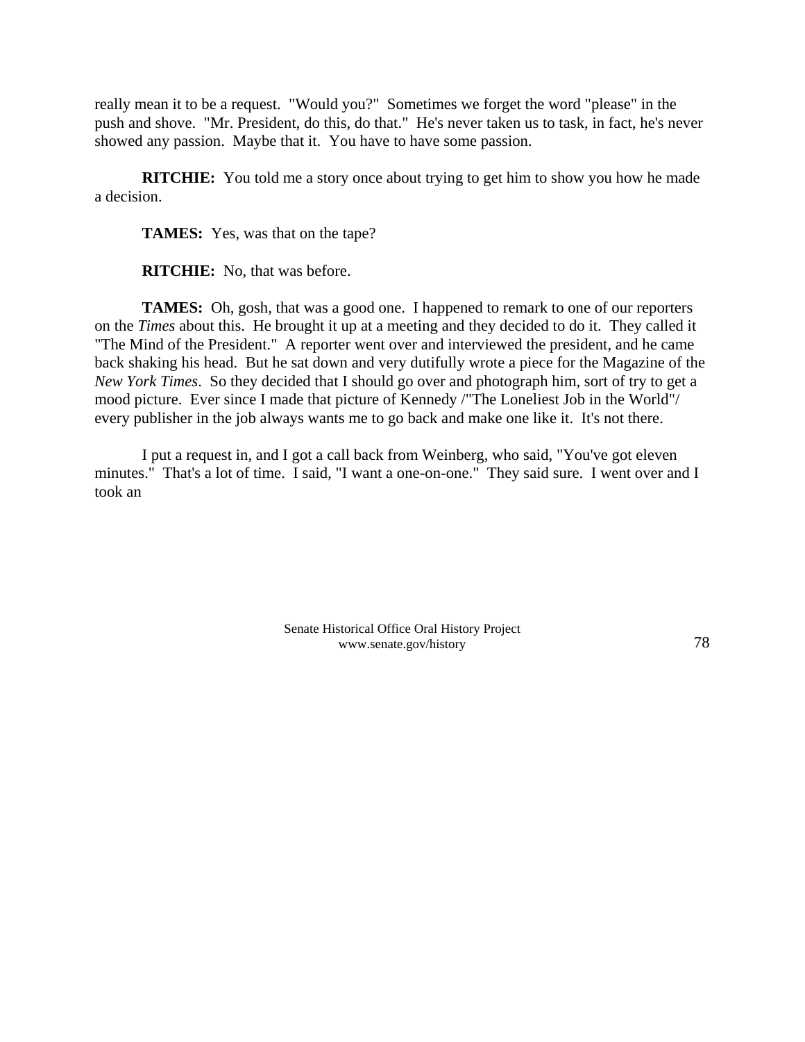really mean it to be a request. "Would you?" Sometimes we forget the word "please" in the push and shove. "Mr. President, do this, do that." He's never taken us to task, in fact, he's never showed any passion. Maybe that it. You have to have some passion.

**RITCHIE:** You told me a story once about trying to get him to show you how he made a decision.

**TAMES:** Yes, was that on the tape?

**RITCHIE:** No, that was before.

**TAMES:** Oh, gosh, that was a good one. I happened to remark to one of our reporters on the *Times* about this. He brought it up at a meeting and they decided to do it. They called it "The Mind of the President." A reporter went over and interviewed the president, and he came back shaking his head. But he sat down and very dutifully wrote a piece for the Magazine of the *New York Times*. So they decided that I should go over and photograph him, sort of try to get a mood picture. Ever since I made that picture of Kennedy /"The Loneliest Job in the World"/ every publisher in the job always wants me to go back and make one like it. It's not there.

I put a request in, and I got a call back from Weinberg, who said, "You've got eleven minutes." That's a lot of time. I said, "I want a one-on-one." They said sure. I went over and I took an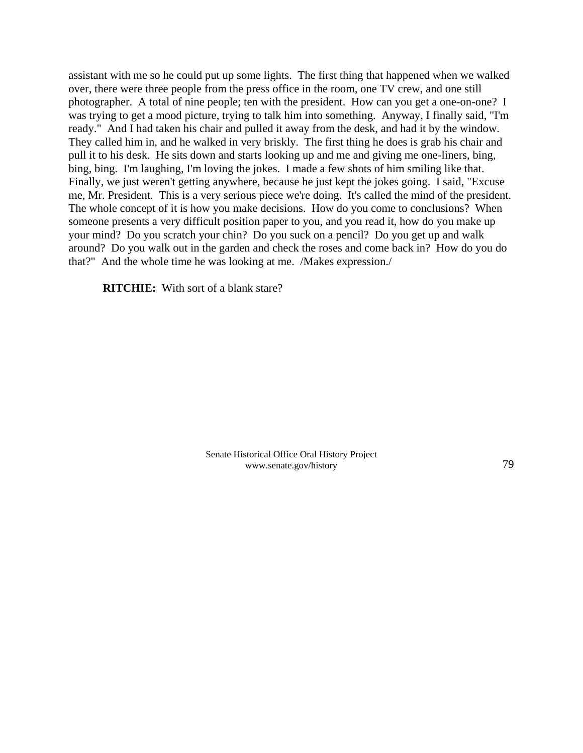assistant with me so he could put up some lights. The first thing that happened when we walked over, there were three people from the press office in the room, one TV crew, and one still photographer. A total of nine people; ten with the president. How can you get a one-on-one? I was trying to get a mood picture, trying to talk him into something. Anyway, I finally said, "I'm ready." And I had taken his chair and pulled it away from the desk, and had it by the window. They called him in, and he walked in very briskly. The first thing he does is grab his chair and pull it to his desk. He sits down and starts looking up and me and giving me one-liners, bing, bing, bing. I'm laughing, I'm loving the jokes. I made a few shots of him smiling like that. Finally, we just weren't getting anywhere, because he just kept the jokes going. I said, "Excuse me, Mr. President. This is a very serious piece we're doing. It's called the mind of the president. The whole concept of it is how you make decisions. How do you come to conclusions? When someone presents a very difficult position paper to you, and you read it, how do you make up your mind? Do you scratch your chin? Do you suck on a pencil? Do you get up and walk around? Do you walk out in the garden and check the roses and come back in? How do you do that?" And the whole time he was looking at me. /Makes expression./

**RITCHIE:** With sort of a blank stare?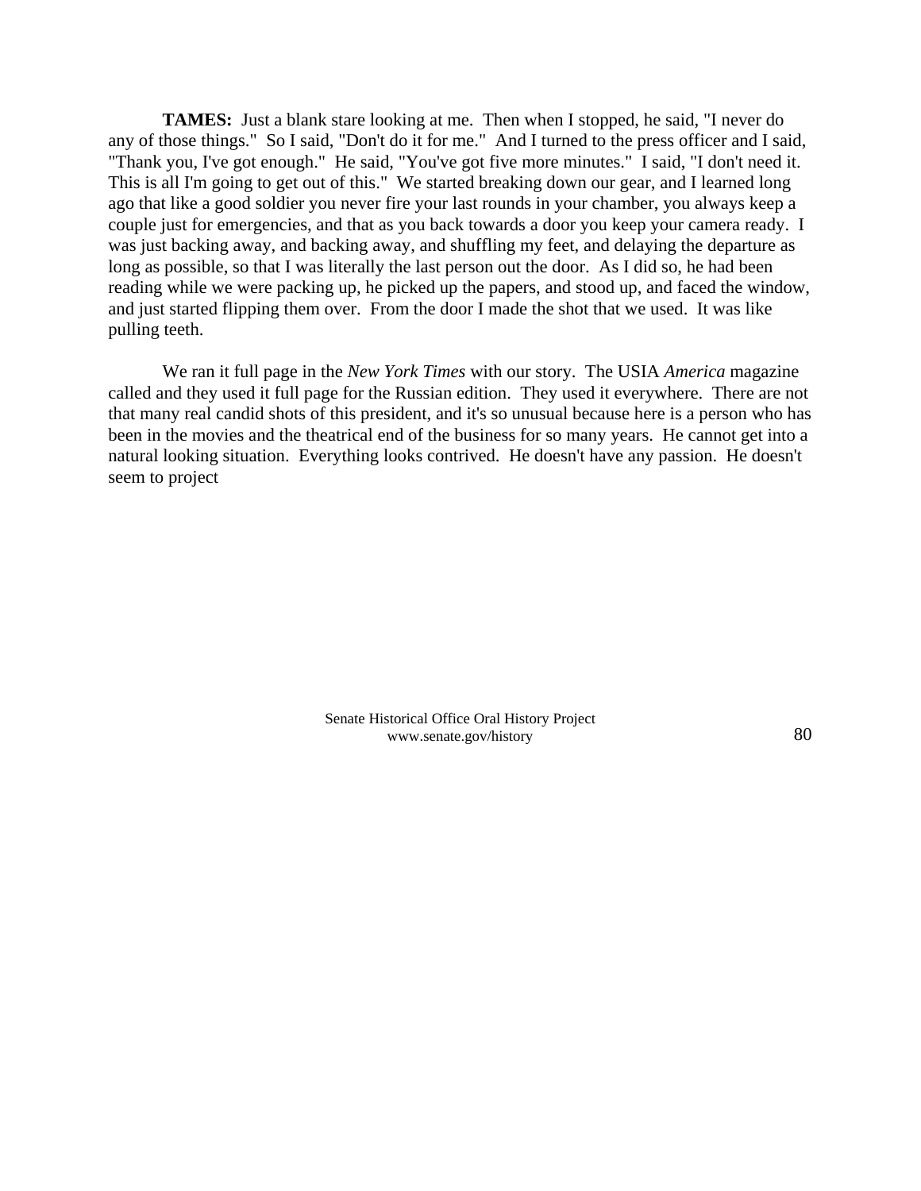**TAMES:** Just a blank stare looking at me. Then when I stopped, he said, "I never do any of those things." So I said, "Don't do it for me." And I turned to the press officer and I said, "Thank you, I've got enough." He said, "You've got five more minutes." I said, "I don't need it. This is all I'm going to get out of this." We started breaking down our gear, and I learned long ago that like a good soldier you never fire your last rounds in your chamber, you always keep a couple just for emergencies, and that as you back towards a door you keep your camera ready. I was just backing away, and backing away, and shuffling my feet, and delaying the departure as long as possible, so that I was literally the last person out the door. As I did so, he had been reading while we were packing up, he picked up the papers, and stood up, and faced the window, and just started flipping them over. From the door I made the shot that we used. It was like pulling teeth.

We ran it full page in the *New York Times* with our story. The USIA *America* magazine called and they used it full page for the Russian edition. They used it everywhere. There are not that many real candid shots of this president, and it's so unusual because here is a person who has been in the movies and the theatrical end of the business for so many years. He cannot get into a natural looking situation. Everything looks contrived. He doesn't have any passion. He doesn't seem to project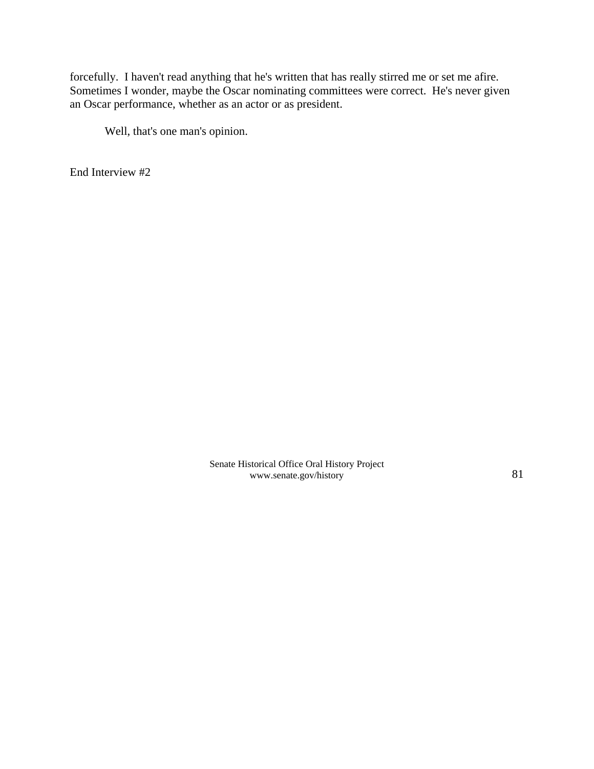forcefully. I haven't read anything that he's written that has really stirred me or set me afire. Sometimes I wonder, maybe the Oscar nominating committees were correct. He's never given an Oscar performance, whether as an actor or as president.

Well, that's one man's opinion.

End Interview #2